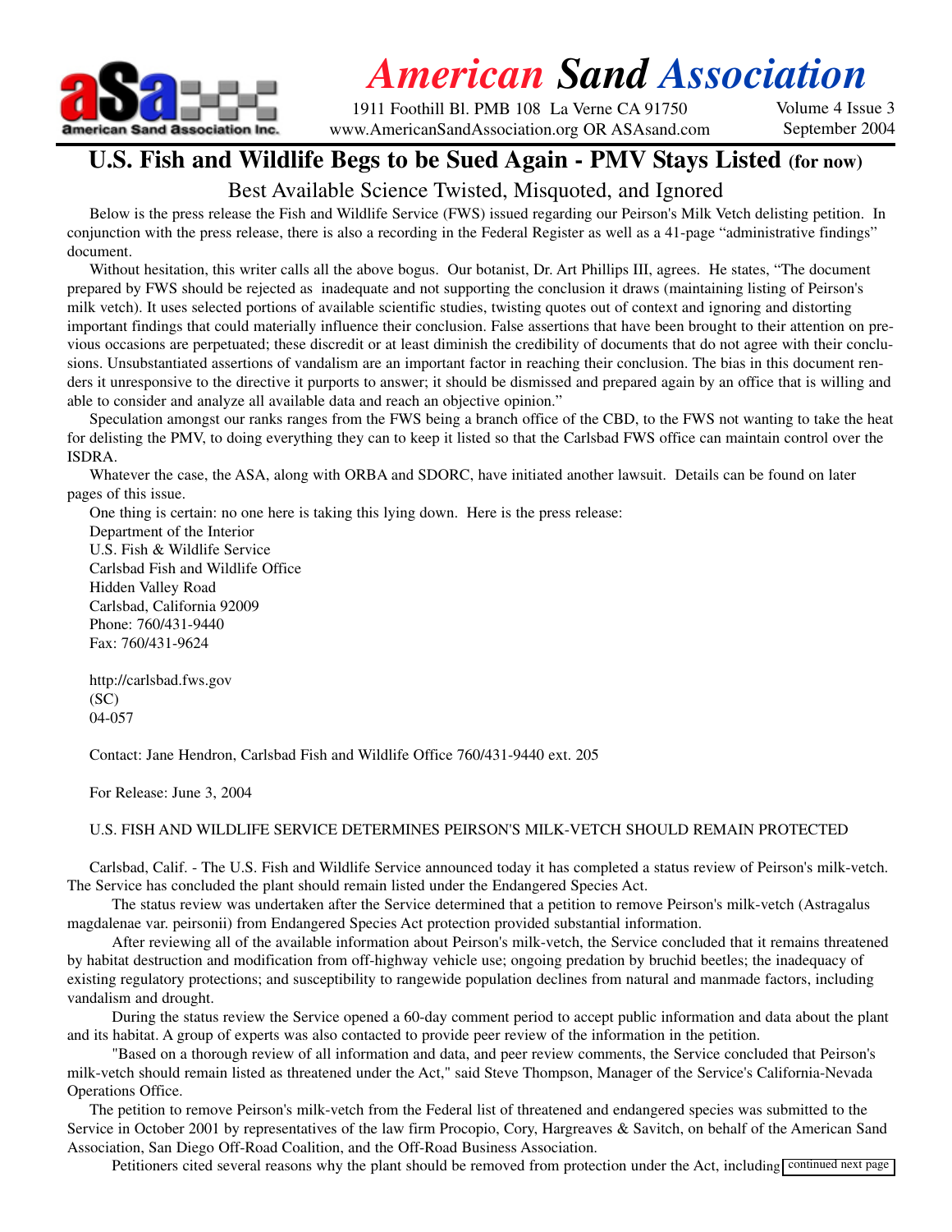# American Sand Association

1911 Foothill Bl. PMB 108 La Verne CA 91750
www.AmericanSandAssociation.org OR ASAsand.com

Volume 4 Issue 3
September 2004

## U.S. Fish and Wildlife Begs to be Sued Again - PMV Stays Listed (for now)

### Best Available Science Twisted, Misquoted, and Ignored

Below is the press release the Fish and Wildlife Service (FWS) issued regarding our Peirson's Milk Vetch delisting petition. In conjunction with the press release, there is also a recording in the Federal Register as well as a 41-page "administrative findings" document.

Without hesitation, this writer calls all the above bogus. Our botanist, Dr. Art Phillips III, agrees. He states, "The document prepared by FWS should be rejected as inadequate and not supporting the conclusion it draws (maintaining listing of Peirson's milk vetch). It uses selected portions of available scientific studies, twisting quotes out of context and ignoring and distorting important findings that could materially influence their conclusion. False assertions that have been brought to their attention on previous occasions are perpetuated; these discredit or at least diminish the credibility of documents that do not agree with their conclusions. Unsubstantiated assertions of vandalism are an important factor in reaching their conclusion. The bias in this document renders it unresponsive to the directive it purports to answer; it should be dismissed and prepared again by an office that is willing and able to consider and analyze all available data and reach an objective opinion."

Speculation amongst our ranks ranges from the FWS being a branch office of the CBD, to the FWS not wanting to take the heat for delisting the PMV, to doing everything they can to keep it listed so that the Carlsbad FWS office can maintain control over the ISDRA.

Whatever the case, the ASA, along with ORBA and SDORC, have initiated another lawsuit. Details can be found on later pages of this issue.

One thing is certain: no one here is taking this lying down. Here is the press release:

Department of the Interior
U.S. Fish & Wildlife Service
Carlsbad Fish and Wildlife Office
Hidden Valley Road
Carlsbad, California 92009
Phone: 760/431-9440
Fax: 760/431-9624

http://carlsbad.fws.gov
(SC)
04-057

Contact: Jane Hendron, Carlsbad Fish and Wildlife Office 760/431-9440 ext. 205

For Release: June 3, 2004

U.S. FISH AND WILDLIFE SERVICE DETERMINES PEIRSON'S MILK-VETCH SHOULD REMAIN PROTECTED

Carlsbad, Calif. - The U.S. Fish and Wildlife Service announced today it has completed a status review of Peirson's milk-vetch. The Service has concluded the plant should remain listed under the Endangered Species Act.

The status review was undertaken after the Service determined that a petition to remove Peirson's milk-vetch (Astragalus magdalenae var. peirsonii) from Endangered Species Act protection provided substantial information.

After reviewing all of the available information about Peirson's milk-vetch, the Service concluded that it remains threatened by habitat destruction and modification from off-highway vehicle use; ongoing predation by bruchid beetles; the inadequacy of existing regulatory protections; and susceptibility to rangewide population declines from natural and manmade factors, including vandalism and drought.

During the status review the Service opened a 60-day comment period to accept public information and data about the plant and its habitat. A group of experts was also contacted to provide peer review of the information in the petition.

"Based on a thorough review of all information and data, and peer review comments, the Service concluded that Peirson's milk-vetch should remain listed as threatened under the Act," said Steve Thompson, Manager of the Service's California-Nevada Operations Office.

The petition to remove Peirson's milk-vetch from the Federal list of threatened and endangered species was submitted to the Service in October 2001 by representatives of the law firm Procopio, Cory, Hargreaves & Savitch, on behalf of the American Sand Association, San Diego Off-Road Coalition, and the Off-Road Business Association.

Petitioners cited several reasons why the plant should be removed from protection under the Act, including continued next page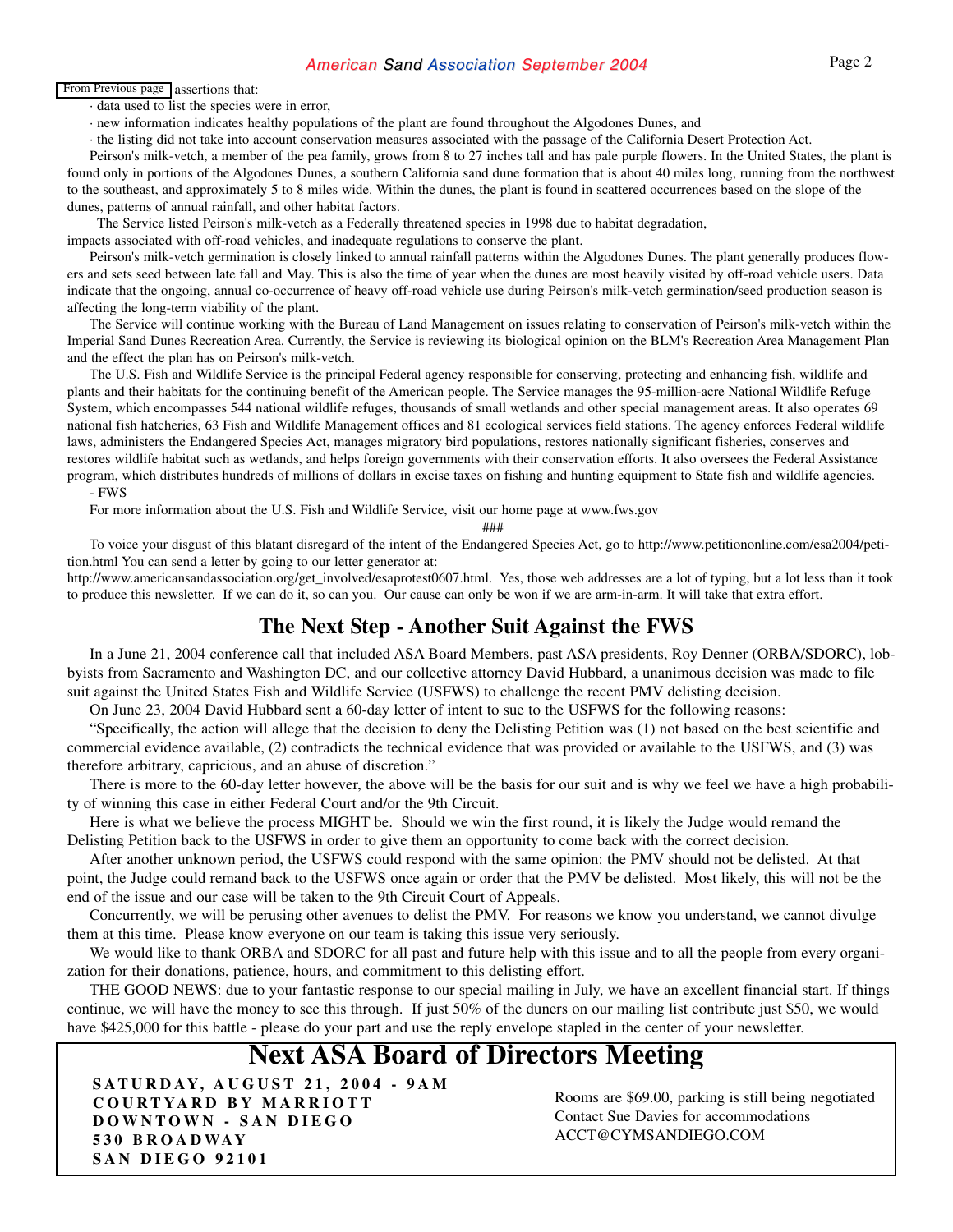From Previous page assertions that:

· data used to list the species were in error,

· new information indicates healthy populations of the plant are found throughout the Algodones Dunes, and

· the listing did not take into account conservation measures associated with the passage of the California Desert Protection Act.

Peirson's milk-vetch, a member of the pea family, grows from 8 to 27 inches tall and has pale purple flowers. In the United States, the plant is found only in portions of the Algodones Dunes, a southern California sand dune formation that is about 40 miles long, running from the northwest to the southeast, and approximately 5 to 8 miles wide. Within the dunes, the plant is found in scattered occurrences based on the slope of the dunes, patterns of annual rainfall, and other habitat factors.

The Service listed Peirson's milk-vetch as a Federally threatened species in 1998 due to habitat degradation, impacts associated with off-road vehicles, and inadequate regulations to conserve the plant.

Peirson's milk-vetch germination is closely linked to annual rainfall patterns within the Algodones Dunes. The plant generally produces flowers and sets seed between late fall and May. This is also the time of year when the dunes are most heavily visited by off-road vehicle users. Data indicate that the ongoing, annual co-occurrence of heavy off-road vehicle use during Peirson's milk-vetch germination/seed production season is affecting the long-term viability of the plant.

The Service will continue working with the Bureau of Land Management on issues relating to conservation of Peirson's milk-vetch within the Imperial Sand Dunes Recreation Area. Currently, the Service is reviewing its biological opinion on the BLM's Recreation Area Management Plan and the effect the plan has on Peirson's milk-vetch.

The U.S. Fish and Wildlife Service is the principal Federal agency responsible for conserving, protecting and enhancing fish, wildlife and plants and their habitats for the continuing benefit of the American people. The Service manages the 95-million-acre National Wildlife Refuge System, which encompasses 544 national wildlife refuges, thousands of small wetlands and other special management areas. It also operates 69 national fish hatcheries, 63 Fish and Wildlife Management offices and 81 ecological services field stations. The agency enforces Federal wildlife laws, administers the Endangered Species Act, manages migratory bird populations, restores nationally significant fisheries, conserves and restores wildlife habitat such as wetlands, and helps foreign governments with their conservation efforts. It also oversees the Federal Assistance program, which distributes hundreds of millions of dollars in excise taxes on fishing and hunting equipment to State fish and wildlife agencies.

- FWS

For more information about the U.S. Fish and Wildlife Service, visit our home page at www.fws.gov

###

To voice your disgust of this blatant disregard of the intent of the Endangered Species Act, go to http://www.petitiononline.com/esa2004/petition.html You can send a letter by going to our letter generator at: http://www.americansandassociation.org/get_involved/esaprotest0607.html. Yes, those web addresses are a lot of typing, but a lot less than it took to produce this newsletter. If we can do it, so can you. Our cause can only be won if we are arm-in-arm. It will take that extra effort.

## The Next Step - Another Suit Against the FWS

In a June 21, 2004 conference call that included ASA Board Members, past ASA presidents, Roy Denner (ORBA/SDORC), lobbyists from Sacramento and Washington DC, and our collective attorney David Hubbard, a unanimous decision was made to file suit against the United States Fish and Wildlife Service (USFWS) to challenge the recent PMV delisting decision.

On June 23, 2004 David Hubbard sent a 60-day letter of intent to sue to the USFWS for the following reasons:

"Specifically, the action will allege that the decision to deny the Delisting Petition was (1) not based on the best scientific and commercial evidence available, (2) contradicts the technical evidence that was provided or available to the USFWS, and (3) was therefore arbitrary, capricious, and an abuse of discretion."

There is more to the 60-day letter however, the above will be the basis for our suit and is why we feel we have a high probability of winning this case in either Federal Court and/or the 9th Circuit.

Here is what we believe the process MIGHT be. Should we win the first round, it is likely the Judge would remand the Delisting Petition back to the USFWS in order to give them an opportunity to come back with the correct decision.

After another unknown period, the USFWS could respond with the same opinion: the PMV should not be delisted. At that point, the Judge could remand back to the USFWS once again or order that the PMV be delisted. Most likely, this will not be the end of the issue and our case will be taken to the 9th Circuit Court of Appeals.

Concurrently, we will be perusing other avenues to delist the PMV. For reasons we know you understand, we cannot divulge them at this time. Please know everyone on our team is taking this issue very seriously.

We would like to thank ORBA and SDORC for all past and future help with this issue and to all the people from every organization for their donations, patience, hours, and commitment to this delisting effort.

THE GOOD NEWS: due to your fantastic response to our special mailing in July, we have an excellent financial start. If things continue, we will have the money to see this through. If just 50% of the duners on our mailing list contribute just $50, we would have $425,000 for this battle - please do your part and use the reply envelope stapled in the center of your newsletter.

## Next ASA Board of Directors Meeting

**SATURDAY, AUGUST 21, 2004 - 9AM**
**COURTYARD BY MARRIOTT**
**DOWNTOWN - SAN DIEGO**
**530 BROADWAY**
**SAN DIEGO 92101**

Rooms are $69.00, parking is still being negotiated
Contact Sue Davies for accommodations
ACCT@CYMSANDIEGO.COM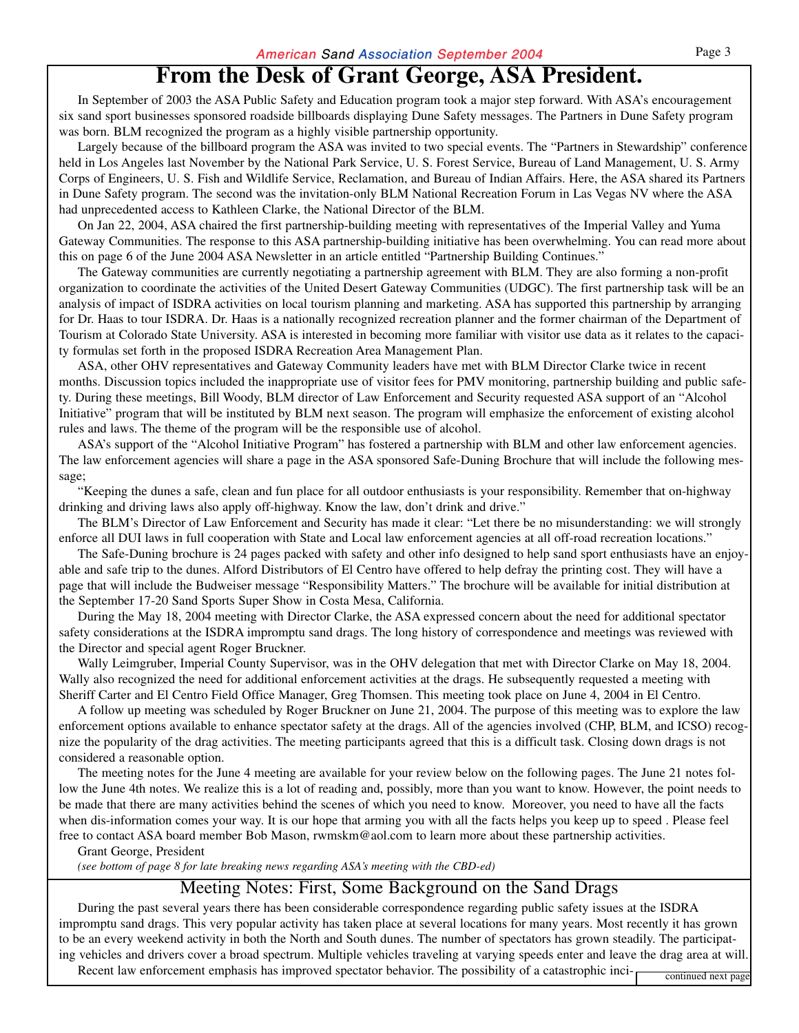# From the Desk of Grant George, ASA President.

In September of 2003 the ASA Public Safety and Education program took a major step forward. With ASA's encouragement six sand sport businesses sponsored roadside billboards displaying Dune Safety messages. The Partners in Dune Safety program was born. BLM recognized the program as a highly visible partnership opportunity.

Largely because of the billboard program the ASA was invited to two special events. The "Partners in Stewardship" conference held in Los Angeles last November by the National Park Service, U. S. Forest Service, Bureau of Land Management, U. S. Army Corps of Engineers, U. S. Fish and Wildlife Service, Reclamation, and Bureau of Indian Affairs. Here, the ASA shared its Partners in Dune Safety program. The second was the invitation-only BLM National Recreation Forum in Las Vegas NV where the ASA had unprecedented access to Kathleen Clarke, the National Director of the BLM.

On Jan 22, 2004, ASA chaired the first partnership-building meeting with representatives of the Imperial Valley and Yuma Gateway Communities. The response to this ASA partnership-building initiative has been overwhelming. You can read more about this on page 6 of the June 2004 ASA Newsletter in an article entitled "Partnership Building Continues."

The Gateway communities are currently negotiating a partnership agreement with BLM. They are also forming a non-profit organization to coordinate the activities of the United Desert Gateway Communities (UDGC). The first partnership task will be an analysis of impact of ISDRA activities on local tourism planning and marketing. ASA has supported this partnership by arranging for Dr. Haas to tour ISDRA. Dr. Haas is a nationally recognized recreation planner and the former chairman of the Department of Tourism at Colorado State University. ASA is interested in becoming more familiar with visitor use data as it relates to the capacity formulas set forth in the proposed ISDRA Recreation Area Management Plan.

ASA, other OHV representatives and Gateway Community leaders have met with BLM Director Clarke twice in recent months. Discussion topics included the inappropriate use of visitor fees for PMV monitoring, partnership building and public safety. During these meetings, Bill Woody, BLM director of Law Enforcement and Security requested ASA support of an "Alcohol Initiative" program that will be instituted by BLM next season. The program will emphasize the enforcement of existing alcohol rules and laws. The theme of the program will be the responsible use of alcohol.

ASA's support of the "Alcohol Initiative Program" has fostered a partnership with BLM and other law enforcement agencies. The law enforcement agencies will share a page in the ASA sponsored Safe-Duning Brochure that will include the following message;

"Keeping the dunes a safe, clean and fun place for all outdoor enthusiasts is your responsibility. Remember that on-highway drinking and driving laws also apply off-highway. Know the law, don't drink and drive."

The BLM's Director of Law Enforcement and Security has made it clear: "Let there be no misunderstanding: we will strongly enforce all DUI laws in full cooperation with State and Local law enforcement agencies at all off-road recreation locations."

The Safe-Duning brochure is 24 pages packed with safety and other info designed to help sand sport enthusiasts have an enjoyable and safe trip to the dunes. Alford Distributors of El Centro have offered to help defray the printing cost. They will have a page that will include the Budweiser message "Responsibility Matters." The brochure will be available for initial distribution at the September 17-20 Sand Sports Super Show in Costa Mesa, California.

During the May 18, 2004 meeting with Director Clarke, the ASA expressed concern about the need for additional spectator safety considerations at the ISDRA impromptu sand drags. The long history of correspondence and meetings was reviewed with the Director and special agent Roger Bruckner.

Wally Leimgruber, Imperial County Supervisor, was in the OHV delegation that met with Director Clarke on May 18, 2004. Wally also recognized the need for additional enforcement activities at the drags. He subsequently requested a meeting with Sheriff Carter and El Centro Field Office Manager, Greg Thomsen. This meeting took place on June 4, 2004 in El Centro.

A follow up meeting was scheduled by Roger Bruckner on June 21, 2004. The purpose of this meeting was to explore the law enforcement options available to enhance spectator safety at the drags. All of the agencies involved (CHP, BLM, and ICSO) recognize the popularity of the drag activities. The meeting participants agreed that this is a difficult task. Closing down drags is not considered a reasonable option.

The meeting notes for the June 4 meeting are available for your review below on the following pages. The June 21 notes follow the June 4th notes. We realize this is a lot of reading and, possibly, more than you want to know. However, the point needs to be made that there are many activities behind the scenes of which you need to know. Moreover, you need to have all the facts when dis-information comes your way. It is our hope that arming you with all the facts helps you keep up to speed . Please feel free to contact ASA board member Bob Mason, rwmskm@aol.com to learn more about these partnership activities.

Grant George, President

*(see bottom of page 8 for late breaking news regarding ASA's meeting with the CBD-ed)*

## Meeting Notes: First, Some Background on the Sand Drags

During the past several years there has been considerable correspondence regarding public safety issues at the ISDRA impromptu sand drags. This very popular activity has taken place at several locations for many years. Most recently it has grown to be an every weekend activity in both the North and South dunes. The number of spectators has grown steadily. The participating vehicles and drivers cover a broad spectrum. Multiple vehicles traveling at varying speeds enter and leave the drag area at will.

Recent law enforcement emphasis has improved spectator behavior. The possibility of a catastrophic inci-

continued next page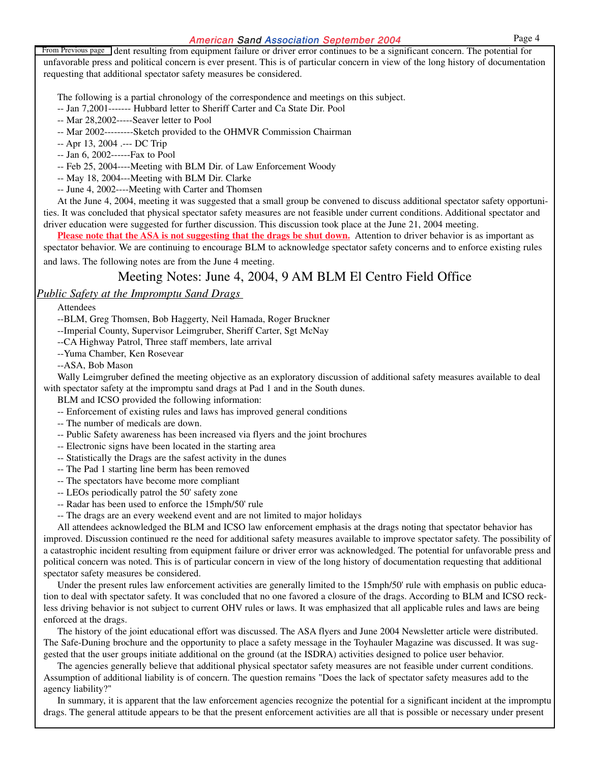From Previous page dent resulting from equipment failure or driver error continues to be a significant concern. The potential for unfavorable press and political concern is ever present. This is of particular concern in view of the long history of documentation requesting that additional spectator safety measures be considered.

The following is a partial chronology of the correspondence and meetings on this subject.

-- Jan 7,2001------- Hubbard letter to Sheriff Carter and Ca State Dir. Pool
-- Mar 28,2002-----Seaver letter to Pool
-- Mar 2002---------Sketch provided to the OHMVR Commission Chairman
-- Apr 13, 2004 .--- DC Trip
-- Jan 6, 2002------Fax to Pool
-- Feb 25, 2004----Meeting with BLM Dir. of Law Enforcement Woody
-- May 18, 2004---Meeting with BLM Dir. Clarke
-- June 4, 2002----Meeting with Carter and Thomsen

At the June 4, 2004, meeting it was suggested that a small group be convened to discuss additional spectator safety opportunities. It was concluded that physical spectator safety measures are not feasible under current conditions. Additional spectator and driver education were suggested for further discussion. This discussion took place at the June 21, 2004 meeting.

**Please note that the ASA is not suggesting that the drags be shut down.** Attention to driver behavior is as important as spectator behavior. We are continuing to encourage BLM to acknowledge spectator safety concerns and to enforce existing rules and laws. The following notes are from the June 4 meeting.

## Meeting Notes: June 4, 2004, 9 AM BLM El Centro Field Office

*Public Safety at the Impromptu Sand Drags*

Attendees

--BLM, Greg Thomsen, Bob Haggerty, Neil Hamada, Roger Bruckner
--Imperial County, Supervisor Leimgruber, Sheriff Carter, Sgt McNay
--CA Highway Patrol, Three staff members, late arrival
--Yuma Chamber, Ken Rosevear
--ASA, Bob Mason

Wally Leimgruber defined the meeting objective as an exploratory discussion of additional safety measures available to deal with spectator safety at the impromptu sand drags at Pad 1 and in the South dunes.

BLM and ICSO provided the following information:

-- Enforcement of existing rules and laws has improved general conditions
-- The number of medicals are down.
-- Public Safety awareness has been increased via flyers and the joint brochures
-- Electronic signs have been located in the starting area
-- Statistically the Drags are the safest activity in the dunes
-- The Pad 1 starting line berm has been removed
-- The spectators have become more compliant
-- LEOs periodically patrol the 50' safety zone
-- Radar has been used to enforce the 15mph/50' rule
-- The drags are an every weekend event and are not limited to major holidays

All attendees acknowledged the BLM and ICSO law enforcement emphasis at the drags noting that spectator behavior has improved. Discussion continued re the need for additional safety measures available to improve spectator safety. The possibility of a catastrophic incident resulting from equipment failure or driver error was acknowledged. The potential for unfavorable press and political concern was noted. This is of particular concern in view of the long history of documentation requesting that additional spectator safety measures be considered.

Under the present rules law enforcement activities are generally limited to the 15mph/50' rule with emphasis on public education to deal with spectator safety. It was concluded that no one favored a closure of the drags. According to BLM and ICSO reckless driving behavior is not subject to current OHV rules or laws. It was emphasized that all applicable rules and laws are being enforced at the drags.

The history of the joint educational effort was discussed. The ASA flyers and June 2004 Newsletter article were distributed. The Safe-Duning brochure and the opportunity to place a safety message in the Toyhauler Magazine was discussed. It was suggested that the user groups initiate additional on the ground (at the ISDRA) activities designed to police user behavior.

The agencies generally believe that additional physical spectator safety measures are not feasible under current conditions. Assumption of additional liability is of concern. The question remains "Does the lack of spectator safety measures add to the agency liability?"

In summary, it is apparent that the law enforcement agencies recognize the potential for a significant incident at the impromptu drags. The general attitude appears to be that the present enforcement activities are all that is possible or necessary under present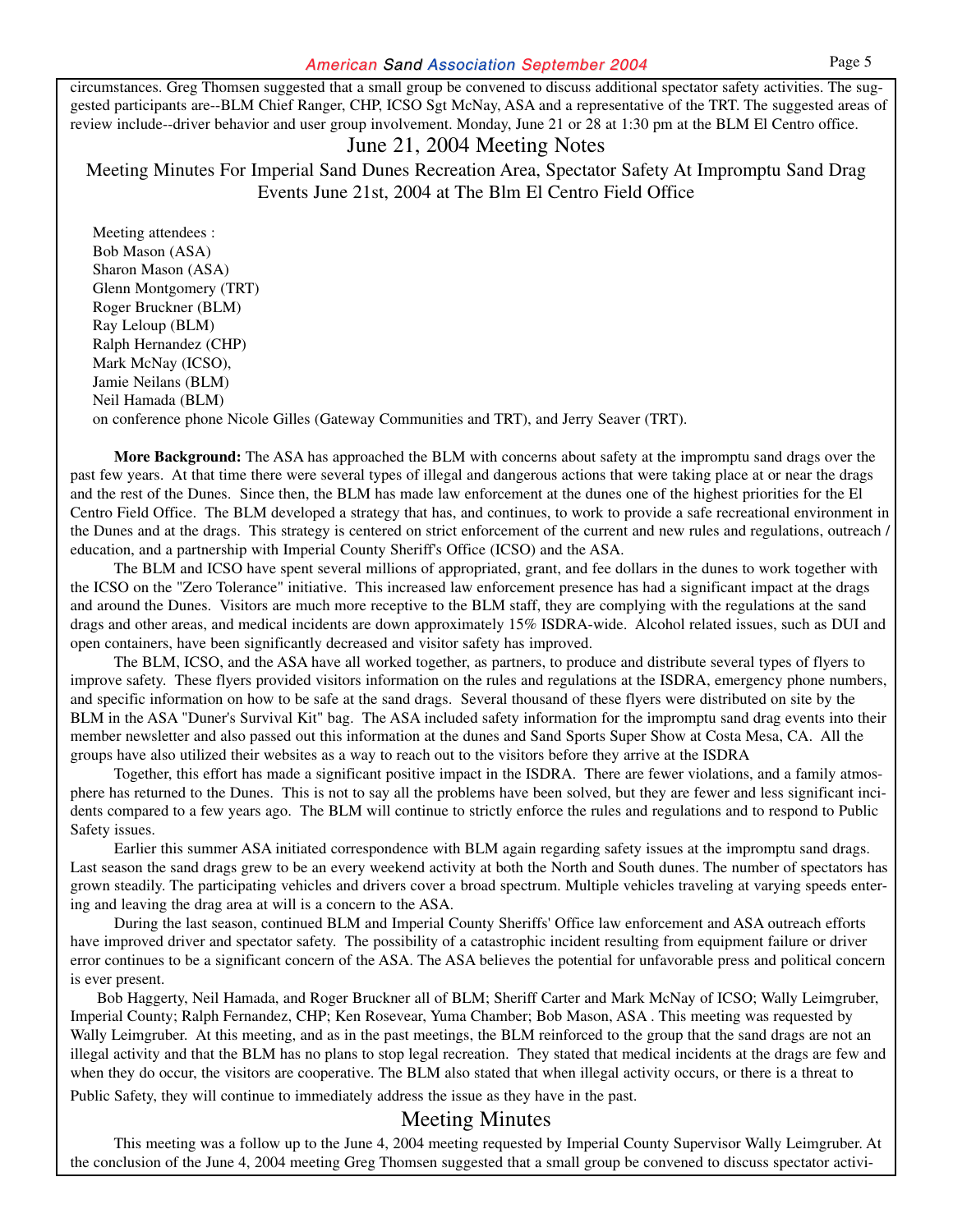circumstances. Greg Thomsen suggested that a small group be convened to discuss additional spectator safety activities. The suggested participants are--BLM Chief Ranger, CHP, ICSO Sgt McNay, ASA and a representative of the TRT. The suggested areas of review include--driver behavior and user group involvement. Monday, June 21 or 28 at 1:30 pm at the BLM El Centro office.

## June 21, 2004 Meeting Notes

### Meeting Minutes For Imperial Sand Dunes Recreation Area, Spectator Safety At Impromptu Sand Drag Events June 21st, 2004 at The Blm El Centro Field Office

Meeting attendees :  
Bob Mason (ASA)  
Sharon Mason (ASA)  
Glenn Montgomery (TRT)  
Roger Bruckner (BLM)  
Ray Leloup (BLM)  
Ralph Hernandez (CHP)  
Mark McNay (ICSO),  
Jamie Neilans (BLM)  
Neil Hamada (BLM)  
on conference phone Nicole Gilles (Gateway Communities and TRT), and Jerry Seaver (TRT).

**More Background:** The ASA has approached the BLM with concerns about safety at the impromptu sand drags over the past few years. At that time there were several types of illegal and dangerous actions that were taking place at or near the drags and the rest of the Dunes. Since then, the BLM has made law enforcement at the dunes one of the highest priorities for the El Centro Field Office. The BLM developed a strategy that has, and continues, to work to provide a safe recreational environment in the Dunes and at the drags. This strategy is centered on strict enforcement of the current and new rules and regulations, outreach / education, and a partnership with Imperial County Sheriff's Office (ICSO) and the ASA.

The BLM and ICSO have spent several millions of appropriated, grant, and fee dollars in the dunes to work together with the ICSO on the "Zero Tolerance" initiative. This increased law enforcement presence has had a significant impact at the drags and around the Dunes. Visitors are much more receptive to the BLM staff, they are complying with the regulations at the sand drags and other areas, and medical incidents are down approximately 15% ISDRA-wide. Alcohol related issues, such as DUI and open containers, have been significantly decreased and visitor safety has improved.

The BLM, ICSO, and the ASA have all worked together, as partners, to produce and distribute several types of flyers to improve safety. These flyers provided visitors information on the rules and regulations at the ISDRA, emergency phone numbers, and specific information on how to be safe at the sand drags. Several thousand of these flyers were distributed on site by the BLM in the ASA "Duner's Survival Kit" bag. The ASA included safety information for the impromptu sand drag events into their member newsletter and also passed out this information at the dunes and Sand Sports Super Show at Costa Mesa, CA. All the groups have also utilized their websites as a way to reach out to the visitors before they arrive at the ISDRA

Together, this effort has made a significant positive impact in the ISDRA. There are fewer violations, and a family atmosphere has returned to the Dunes. This is not to say all the problems have been solved, but they are fewer and less significant incidents compared to a few years ago. The BLM will continue to strictly enforce the rules and regulations and to respond to Public Safety issues.

Earlier this summer ASA initiated correspondence with BLM again regarding safety issues at the impromptu sand drags. Last season the sand drags grew to be an every weekend activity at both the North and South dunes. The number of spectators has grown steadily. The participating vehicles and drivers cover a broad spectrum. Multiple vehicles traveling at varying speeds entering and leaving the drag area at will is a concern to the ASA.

During the last season, continued BLM and Imperial County Sheriffs' Office law enforcement and ASA outreach efforts have improved driver and spectator safety. The possibility of a catastrophic incident resulting from equipment failure or driver error continues to be a significant concern of the ASA. The ASA believes the potential for unfavorable press and political concern is ever present.

Bob Haggerty, Neil Hamada, and Roger Bruckner all of BLM; Sheriff Carter and Mark McNay of ICSO; Wally Leimgruber, Imperial County; Ralph Fernandez, CHP; Ken Rosevear, Yuma Chamber; Bob Mason, ASA . This meeting was requested by Wally Leimgruber. At this meeting, and as in the past meetings, the BLM reinforced to the group that the sand drags are not an illegal activity and that the BLM has no plans to stop legal recreation. They stated that medical incidents at the drags are few and when they do occur, the visitors are cooperative. The BLM also stated that when illegal activity occurs, or there is a threat to Public Safety, they will continue to immediately address the issue as they have in the past.

## Meeting Minutes

This meeting was a follow up to the June 4, 2004 meeting requested by Imperial County Supervisor Wally Leimgruber. At the conclusion of the June 4, 2004 meeting Greg Thomsen suggested that a small group be convened to discuss spectator activi-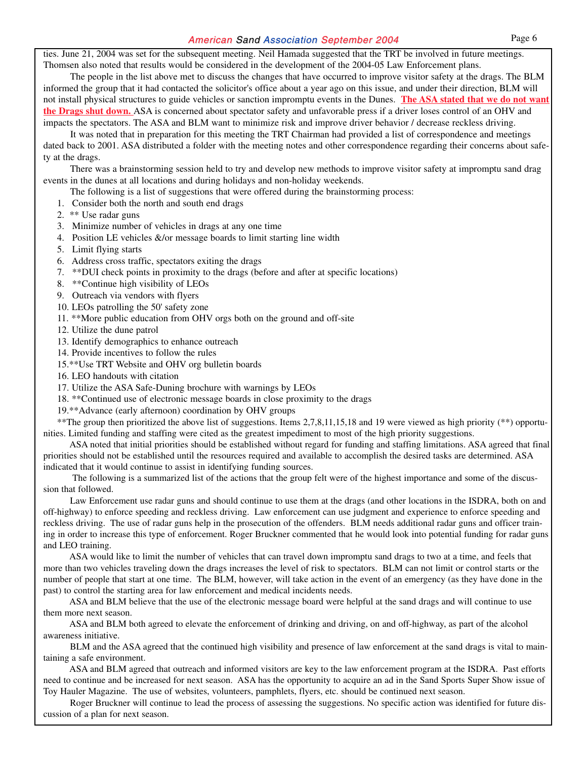ties. June 21, 2004 was set for the subsequent meeting. Neil Hamada suggested that the TRT be involved in future meetings. Thomsen also noted that results would be considered in the development of the 2004-05 Law Enforcement plans.

The people in the list above met to discuss the changes that have occurred to improve visitor safety at the drags. The BLM informed the group that it had contacted the solicitor's office about a year ago on this issue, and under their direction, BLM will not install physical structures to guide vehicles or sanction impromptu events in the Dunes. **The ASA stated that we do not want the Drags shut down.** ASA is concerned about spectator safety and unfavorable press if a driver loses control of an OHV and impacts the spectators. The ASA and BLM want to minimize risk and improve driver behavior / decrease reckless driving.

It was noted that in preparation for this meeting the TRT Chairman had provided a list of correspondence and meetings dated back to 2001. ASA distributed a folder with the meeting notes and other correspondence regarding their concerns about safety at the drags.

There was a brainstorming session held to try and develop new methods to improve visitor safety at impromptu sand drag events in the dunes at all locations and during holidays and non-holiday weekends.

The following is a list of suggestions that were offered during the brainstorming process:

1. Consider both the north and south end drags
2. ** Use radar guns
3. Minimize number of vehicles in drags at any one time
4. Position LE vehicles &/or message boards to limit starting line width
5. Limit flying starts
6. Address cross traffic, spectators exiting the drags
7. **DUI check points in proximity to the drags (before and after at specific locations)
8. **Continue high visibility of LEOs
9. Outreach via vendors with flyers
10. LEOs patrolling the 50' safety zone
11. **More public education from OHV orgs both on the ground and off-site
12. Utilize the dune patrol
13. Identify demographics to enhance outreach
14. Provide incentives to follow the rules
15. **Use TRT Website and OHV org bulletin boards
16. LEO handouts with citation
17. Utilize the ASA Safe-Duning brochure with warnings by LEOs
18. **Continued use of electronic message boards in close proximity to the drags
19. **Advance (early afternoon) coordination by OHV groups

**The group then prioritized the above list of suggestions. Items 2,7,8,11,15,18 and 19 were viewed as high priority (**) opportunities. Limited funding and staffing were cited as the greatest impediment to most of the high priority suggestions.

ASA noted that initial priorities should be established without regard for funding and staffing limitations. ASA agreed that final priorities should not be established until the resources required and available to accomplish the desired tasks are determined. ASA indicated that it would continue to assist in identifying funding sources.

The following is a summarized list of the actions that the group felt were of the highest importance and some of the discussion that followed.

Law Enforcement use radar guns and should continue to use them at the drags (and other locations in the ISDRA, both on and off-highway) to enforce speeding and reckless driving. Law enforcement can use judgment and experience to enforce speeding and reckless driving. The use of radar guns help in the prosecution of the offenders. BLM needs additional radar guns and officer training in order to increase this type of enforcement. Roger Bruckner commented that he would look into potential funding for radar guns and LEO training.

ASA would like to limit the number of vehicles that can travel down impromptu sand drags to two at a time, and feels that more than two vehicles traveling down the drags increases the level of risk to spectators. BLM can not limit or control starts or the number of people that start at one time. The BLM, however, will take action in the event of an emergency (as they have done in the past) to control the starting area for law enforcement and medical incidents needs.

ASA and BLM believe that the use of the electronic message board were helpful at the sand drags and will continue to use them more next season.

ASA and BLM both agreed to elevate the enforcement of drinking and driving, on and off-highway, as part of the alcohol awareness initiative.

BLM and the ASA agreed that the continued high visibility and presence of law enforcement at the sand drags is vital to maintaining a safe environment.

ASA and BLM agreed that outreach and informed visitors are key to the law enforcement program at the ISDRA. Past efforts need to continue and be increased for next season. ASA has the opportunity to acquire an ad in the Sand Sports Super Show issue of Toy Hauler Magazine. The use of websites, volunteers, pamphlets, flyers, etc. should be continued next season.

Roger Bruckner will continue to lead the process of assessing the suggestions. No specific action was identified for future discussion of a plan for next season.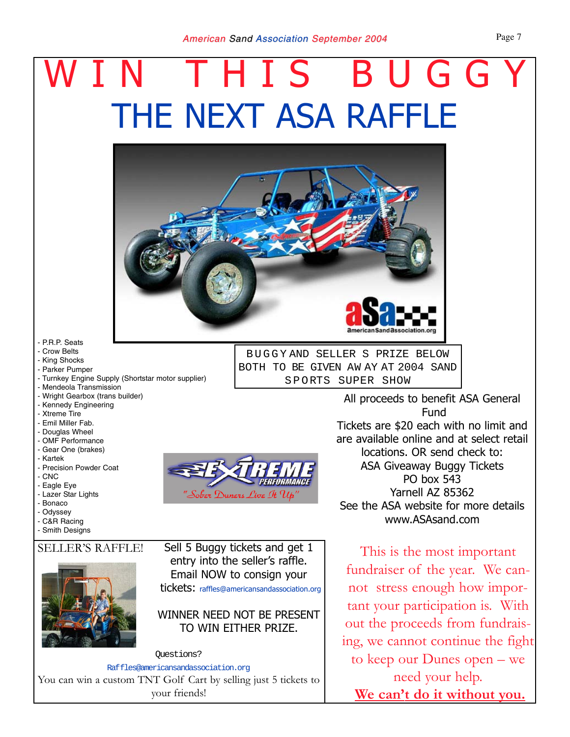# WIN THIS BUGGY

## THE NEXT ASA RAFFLE

- P.R.P. Seats
- Crow Belts
- King Shocks
- Parker Pumper
- Turnkey Engine Supply (Shortstar motor supplier)
- Mendeola Transmission
- Wright Gearbox (trans builder)
- Kennedy Engineering
- Xtreme Tire
- Emil Miller Fab.
- Douglas Wheel
- OMF Performance
- Gear One (brakes)
- Kartek
- Precision Powder Coat
- CNC
- Eagle Eye
- Lazer Star Lights
- Bonaco
- Odyssey
- C&R Racing
- Smith Designs

EXTREME PERFORMANCE "Sober Duners Live It Up"

BUGGY AND SELLER S PRIZE BELOW BOTH TO BE GIVEN AWAY AT 2004 SAND SPORTS SUPER SHOW

All proceeds to benefit ASA General Fund

Tickets are $20 each with no limit and are available online and at select retail locations. OR send check to:

ASA Giveaway Buggy Tickets
PO box 543
Yarnell AZ 85362

See the ASA website for more details
www.ASAsand.com

### SELLER'S RAFFLE!

Sell 5 Buggy tickets and get 1 entry into the seller's raffle. Email NOW to consign your tickets: raffles@americansandassociation.org

WINNER NEED NOT BE PRESENT TO WIN EITHER PRIZE.

Questions?
Raffles@americansandassociation.org

You can win a custom TNT Golf Cart by selling just 5 tickets to your friends!

This is the most important fundraiser of the year. We cannot stress enough how important your participation is. With out the proceeds from fundraising, we cannot continue the fight to keep our Dunes open – we need your help.

**We can't do it without you.**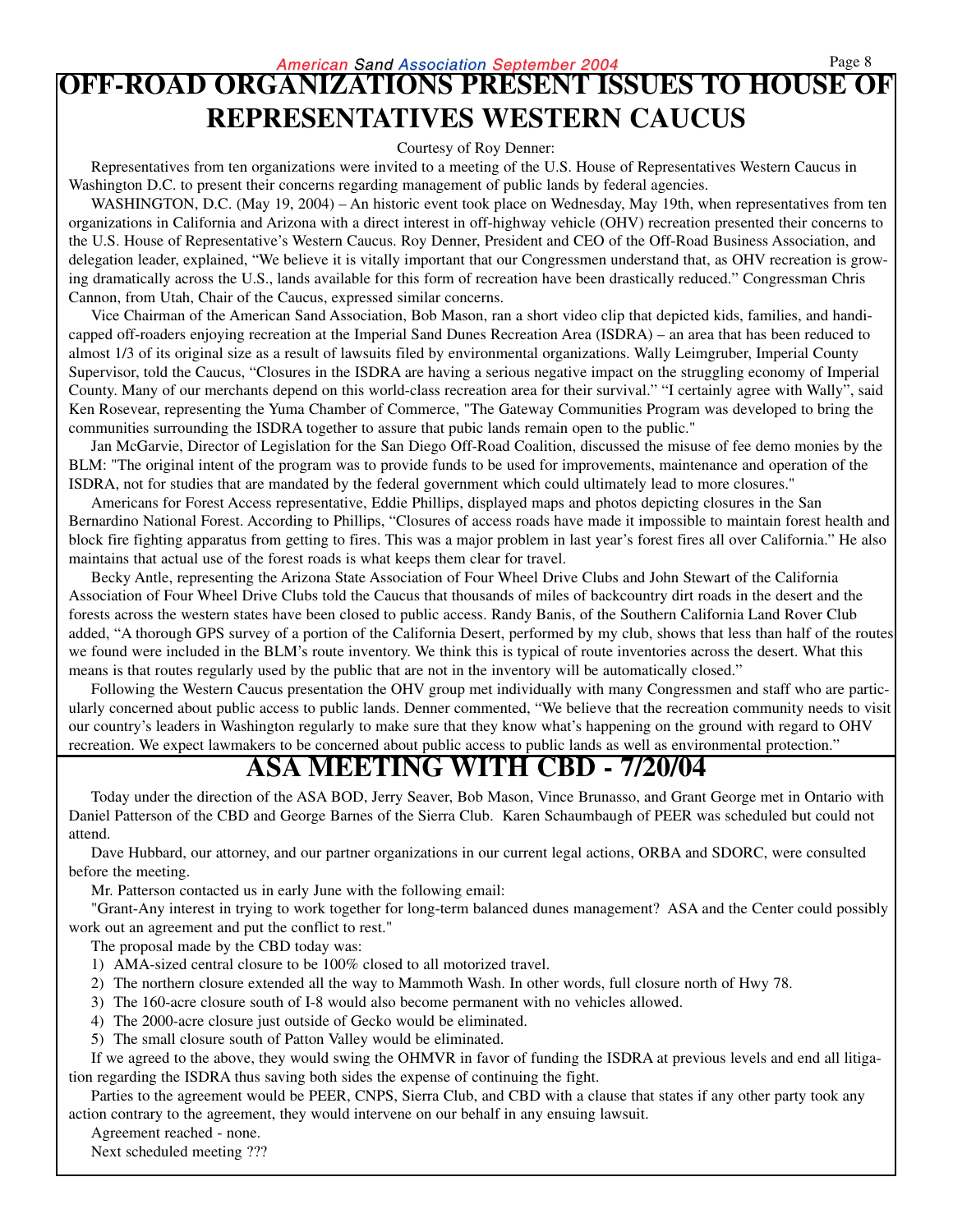# OFF-ROAD ORGANIZATIONS PRESENT ISSUES TO HOUSE OF REPRESENTATIVES WESTERN CAUCUS

Courtesy of Roy Denner:

Representatives from ten organizations were invited to a meeting of the U.S. House of Representatives Western Caucus in Washington D.C. to present their concerns regarding management of public lands by federal agencies.

WASHINGTON, D.C. (May 19, 2004) – An historic event took place on Wednesday, May 19th, when representatives from ten organizations in California and Arizona with a direct interest in off-highway vehicle (OHV) recreation presented their concerns to the U.S. House of Representative's Western Caucus. Roy Denner, President and CEO of the Off-Road Business Association, and delegation leader, explained, "We believe it is vitally important that our Congressmen understand that, as OHV recreation is growing dramatically across the U.S., lands available for this form of recreation have been drastically reduced." Congressman Chris Cannon, from Utah, Chair of the Caucus, expressed similar concerns.

Vice Chairman of the American Sand Association, Bob Mason, ran a short video clip that depicted kids, families, and handicapped off-roaders enjoying recreation at the Imperial Sand Dunes Recreation Area (ISDRA) – an area that has been reduced to almost 1/3 of its original size as a result of lawsuits filed by environmental organizations. Wally Leimgruber, Imperial County Supervisor, told the Caucus, "Closures in the ISDRA are having a serious negative impact on the struggling economy of Imperial County. Many of our merchants depend on this world-class recreation area for their survival." "I certainly agree with Wally", said Ken Rosevear, representing the Yuma Chamber of Commerce, "The Gateway Communities Program was developed to bring the communities surrounding the ISDRA together to assure that pubic lands remain open to the public."

Jan McGarvie, Director of Legislation for the San Diego Off-Road Coalition, discussed the misuse of fee demo monies by the BLM: "The original intent of the program was to provide funds to be used for improvements, maintenance and operation of the ISDRA, not for studies that are mandated by the federal government which could ultimately lead to more closures."

Americans for Forest Access representative, Eddie Phillips, displayed maps and photos depicting closures in the San Bernardino National Forest. According to Phillips, "Closures of access roads have made it impossible to maintain forest health and block fire fighting apparatus from getting to fires. This was a major problem in last year's forest fires all over California." He also maintains that actual use of the forest roads is what keeps them clear for travel.

Becky Antle, representing the Arizona State Association of Four Wheel Drive Clubs and John Stewart of the California Association of Four Wheel Drive Clubs told the Caucus that thousands of miles of backcountry dirt roads in the desert and the forests across the western states have been closed to public access. Randy Banis, of the Southern California Land Rover Club added, "A thorough GPS survey of a portion of the California Desert, performed by my club, shows that less than half of the routes we found were included in the BLM's route inventory. We think this is typical of route inventories across the desert. What this means is that routes regularly used by the public that are not in the inventory will be automatically closed."

Following the Western Caucus presentation the OHV group met individually with many Congressmen and staff who are particularly concerned about public access to public lands. Denner commented, "We believe that the recreation community needs to visit our country's leaders in Washington regularly to make sure that they know what's happening on the ground with regard to OHV recreation. We expect lawmakers to be concerned about public access to public lands as well as environmental protection."

# ASA MEETING WITH CBD - 7/20/04

Today under the direction of the ASA BOD, Jerry Seaver, Bob Mason, Vince Brunasso, and Grant George met in Ontario with Daniel Patterson of the CBD and George Barnes of the Sierra Club. Karen Schaumbaugh of PEER was scheduled but could not attend.

Dave Hubbard, our attorney, and our partner organizations in our current legal actions, ORBA and SDORC, were consulted before the meeting.

Mr. Patterson contacted us in early June with the following email:

"Grant-Any interest in trying to work together for long-term balanced dunes management? ASA and the Center could possibly work out an agreement and put the conflict to rest."

The proposal made by the CBD today was:

1) AMA-sized central closure to be 100% closed to all motorized travel.
2) The northern closure extended all the way to Mammoth Wash. In other words, full closure north of Hwy 78.
3) The 160-acre closure south of I-8 would also become permanent with no vehicles allowed.
4) The 2000-acre closure just outside of Gecko would be eliminated.
5) The small closure south of Patton Valley would be eliminated.

If we agreed to the above, they would swing the OHMVR in favor of funding the ISDRA at previous levels and end all litigation regarding the ISDRA thus saving both sides the expense of continuing the fight.

Parties to the agreement would be PEER, CNPS, Sierra Club, and CBD with a clause that states if any other party took any action contrary to the agreement, they would intervene on our behalf in any ensuing lawsuit.

Agreement reached - none.

Next scheduled meeting ???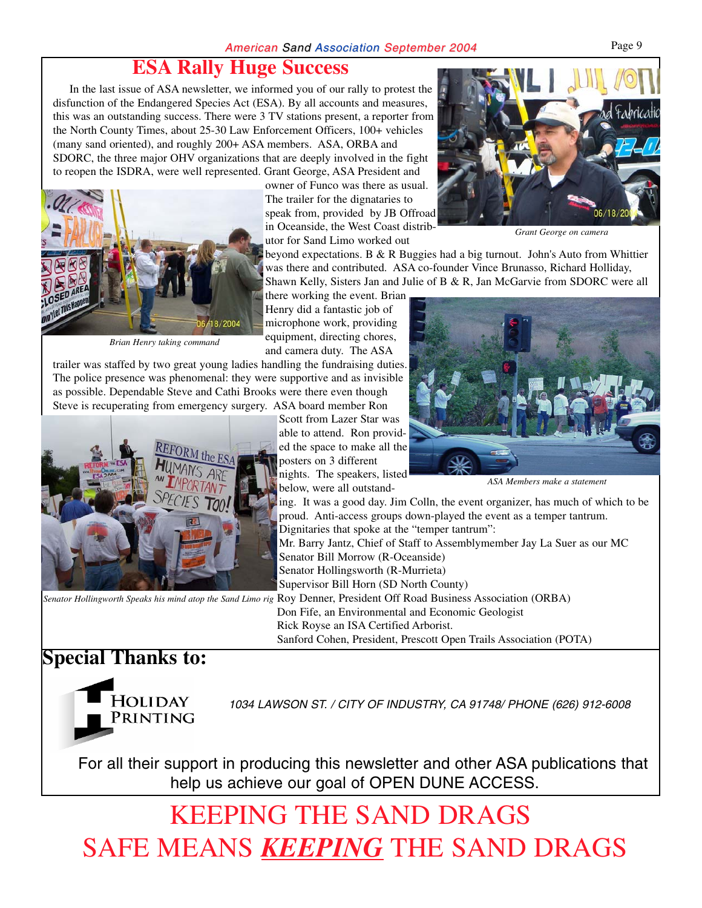# ESA Rally Huge Success

In the last issue of ASA newsletter, we informed you of our rally to protest the disfunction of the Endangered Species Act (ESA). By all accounts and measures, this was an outstanding success. There were 3 TV stations present, a reporter from the North County Times, about 25-30 Law Enforcement Officers, 100+ vehicles (many sand oriented), and roughly 200+ ASA members. ASA, ORBA and SDORC, the three major OHV organizations that are deeply involved in the fight to reopen the ISDRA, were well represented. Grant George, ASA President and owner of Funco was there as usual. The trailer for the dignataries to speak from, provided by JB Offroad in Oceanside, the West Coast distributor for Sand Limo worked out beyond expectations. B & R Buggies had a big turnout. John's Auto from Whittier was there and contributed. ASA co-founder Vince Brunasso, Richard Holliday, Shawn Kelly, Sisters Jan and Julie of B & R, Jan McGarvie from SDORC were all there working the event. Brian Henry did a fantastic job of microphone work, providing equipment, directing chores, and camera duty. The ASA trailer was staffed by two great young ladies handling the fundraising duties. The police presence was phenomenal: they were supportive and as invisible as possible. Dependable Steve and Cathi Brooks were there even though Steve is recuperating from emergency surgery. ASA board member Ron Scott from Lazer Star was able to attend. Ron provided the space to make all the posters on 3 different nights. The speakers, listed below, were all outstanding. It was a good day. Jim Colln, the event organizer, has much of which to be proud. Anti-access groups down-played the event as a temper tantrum.

*Grant George on camera*

*Brian Henry taking command*

*ASA Members make a statement*

*Senator Hollingworth Speaks his mind atop the Sand Limo rig*

Dignitaries that spoke at the "temper tantrum":

Mr. Barry Jantz, Chief of Staff to Assemblymember Jay La Suer as our MC
Senator Bill Morrow (R-Oceanside)
Senator Hollingsworth (R-Murrieta)
Supervisor Bill Horn (SD North County)
Roy Denner, President Off Road Business Association (ORBA)
Don Fife, an Environmental and Economic Geologist
Rick Royse an ISA Certified Arborist.
Sanford Cohen, President, Prescott Open Trails Association (POTA)

## Special Thanks to:

HOLIDAY PRINTING

*1034 LAWSON ST. / CITY OF INDUSTRY, CA 91748/ PHONE (626) 912-6008*

For all their support in producing this newsletter and other ASA publications that help us achieve our goal of OPEN DUNE ACCESS.

KEEPING THE SAND DRAGS
SAFE MEANS ***KEEPING*** THE SAND DRAGS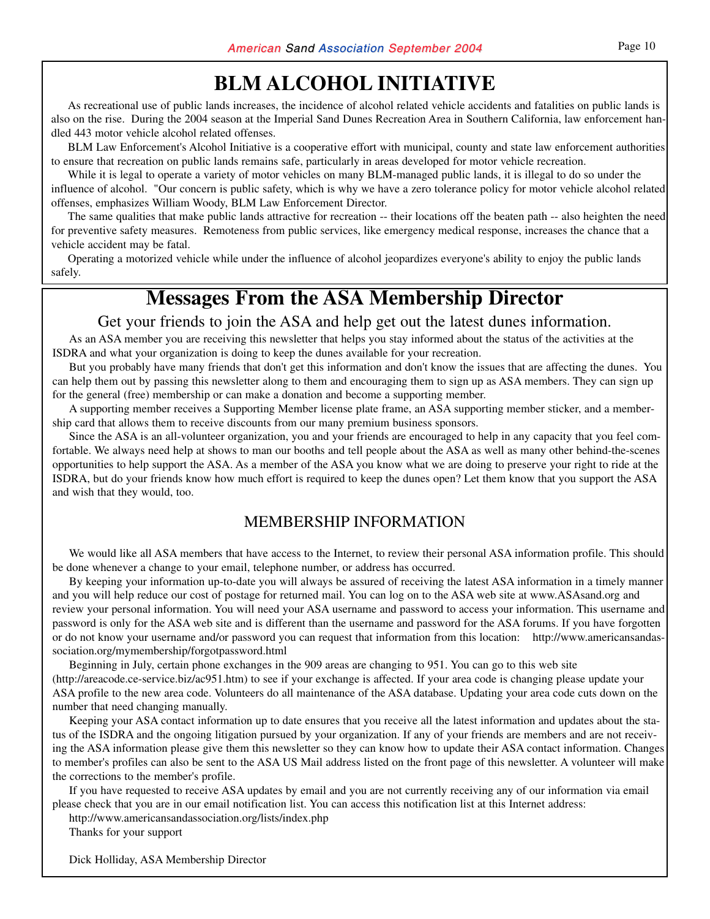# BLM ALCOHOL INITIATIVE

As recreational use of public lands increases, the incidence of alcohol related vehicle accidents and fatalities on public lands is also on the rise. During the 2004 season at the Imperial Sand Dunes Recreation Area in Southern California, law enforcement handled 443 motor vehicle alcohol related offenses.

BLM Law Enforcement's Alcohol Initiative is a cooperative effort with municipal, county and state law enforcement authorities to ensure that recreation on public lands remains safe, particularly in areas developed for motor vehicle recreation.

While it is legal to operate a variety of motor vehicles on many BLM-managed public lands, it is illegal to do so under the influence of alcohol. "Our concern is public safety, which is why we have a zero tolerance policy for motor vehicle alcohol related offenses, emphasizes William Woody, BLM Law Enforcement Director.

The same qualities that make public lands attractive for recreation -- their locations off the beaten path -- also heighten the need for preventive safety measures. Remoteness from public services, like emergency medical response, increases the chance that a vehicle accident may be fatal.

Operating a motorized vehicle while under the influence of alcohol jeopardizes everyone's ability to enjoy the public lands safely.

# Messages From the ASA Membership Director

## Get your friends to join the ASA and help get out the latest dunes information.

As an ASA member you are receiving this newsletter that helps you stay informed about the status of the activities at the ISDRA and what your organization is doing to keep the dunes available for your recreation.

But you probably have many friends that don't get this information and don't know the issues that are affecting the dunes. You can help them out by passing this newsletter along to them and encouraging them to sign up as ASA members. They can sign up for the general (free) membership or can make a donation and become a supporting member.

A supporting member receives a Supporting Member license plate frame, an ASA supporting member sticker, and a membership card that allows them to receive discounts from our many premium business sponsors.

Since the ASA is an all-volunteer organization, you and your friends are encouraged to help in any capacity that you feel comfortable. We always need help at shows to man our booths and tell people about the ASA as well as many other behind-the-scenes opportunities to help support the ASA. As a member of the ASA you know what we are doing to preserve your right to ride at the ISDRA, but do your friends know how much effort is required to keep the dunes open? Let them know that you support the ASA and wish that they would, too.

## MEMBERSHIP INFORMATION

We would like all ASA members that have access to the Internet, to review their personal ASA information profile. This should be done whenever a change to your email, telephone number, or address has occurred.

By keeping your information up-to-date you will always be assured of receiving the latest ASA information in a timely manner and you will help reduce our cost of postage for returned mail. You can log on to the ASA web site at www.ASAsand.org and review your personal information. You will need your ASA username and password to access your information. This username and password is only for the ASA web site and is different than the username and password for the ASA forums. If you have forgotten or do not know your username and/or password you can request that information from this location: http://www.americansandassociation.org/mymembership/forgotpassword.html

Beginning in July, certain phone exchanges in the 909 areas are changing to 951. You can go to this web site (http://areacode.ce-service.biz/ac951.htm) to see if your exchange is affected. If your area code is changing please update your ASA profile to the new area code. Volunteers do all maintenance of the ASA database. Updating your area code cuts down on the number that need changing manually.

Keeping your ASA contact information up to date ensures that you receive all the latest information and updates about the status of the ISDRA and the ongoing litigation pursued by your organization. If any of your friends are members and are not receiving the ASA information please give them this newsletter so they can know how to update their ASA contact information. Changes to member's profiles can also be sent to the ASA US Mail address listed on the front page of this newsletter. A volunteer will make the corrections to the member's profile.

If you have requested to receive ASA updates by email and you are not currently receiving any of our information via email please check that you are in our email notification list. You can access this notification list at this Internet address:

http://www.americansandassociation.org/lists/index.php

Thanks for your support

Dick Holliday, ASA Membership Director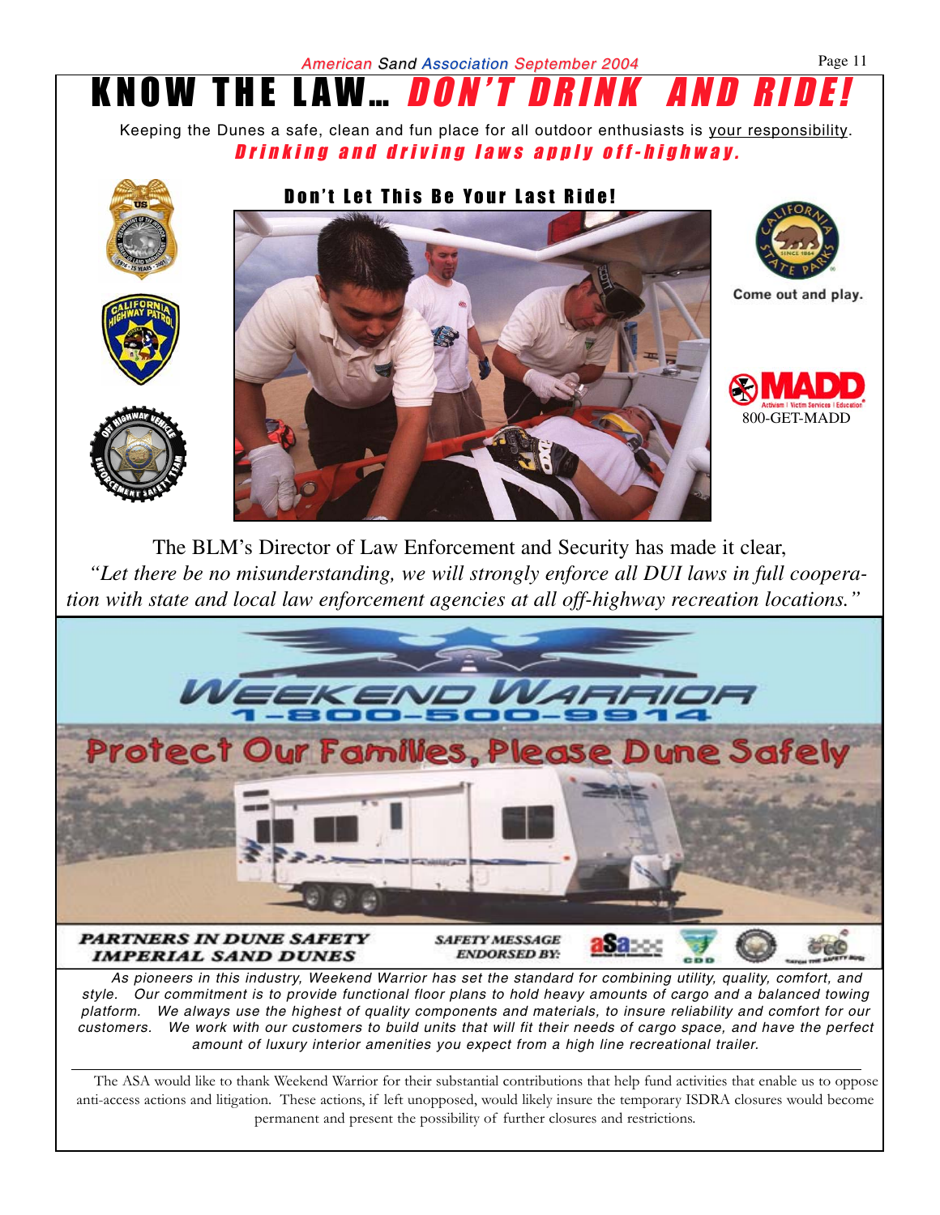# KNOW THE LAW... *DON'T DRINK AND RIDE!*

Keeping the Dunes a safe, clean and fun place for all outdoor enthusiasts is your responsibility.

***Drinking and driving laws apply off-highway.***

**Don't Let This Be Your Last Ride!**

Come out and play.

800-GET-MADD

The BLM's Director of Law Enforcement and Security has made it clear,

*"Let there be no misunderstanding, we will strongly enforce all DUI laws in full cooperation with state and local law enforcement agencies at all off-highway recreation locations."*

## WEEKEND WARRIOR

1-800-500-9914

Protect Our Families, Please Dune Safely

***PARTNERS IN DUNE SAFETY***
***IMPERIAL SAND DUNES***

***SAFETY MESSAGE ENDORSED BY:***

*As pioneers in this industry, Weekend Warrior has set the standard for combining utility, quality, comfort, and style. Our commitment is to provide functional floor plans to hold heavy amounts of cargo and a balanced towing platform. We always use the highest of quality components and materials, to insure reliability and comfort for our customers. We work with our customers to build units that will fit their needs of cargo space, and have the perfect amount of luxury interior amenities you expect from a high line recreational trailer.*

The ASA would like to thank Weekend Warrior for their substantial contributions that help fund activities that enable us to oppose anti-access actions and litigation. These actions, if left unopposed, would likely insure the temporary ISDRA closures would become permanent and present the possibility of further closures and restrictions.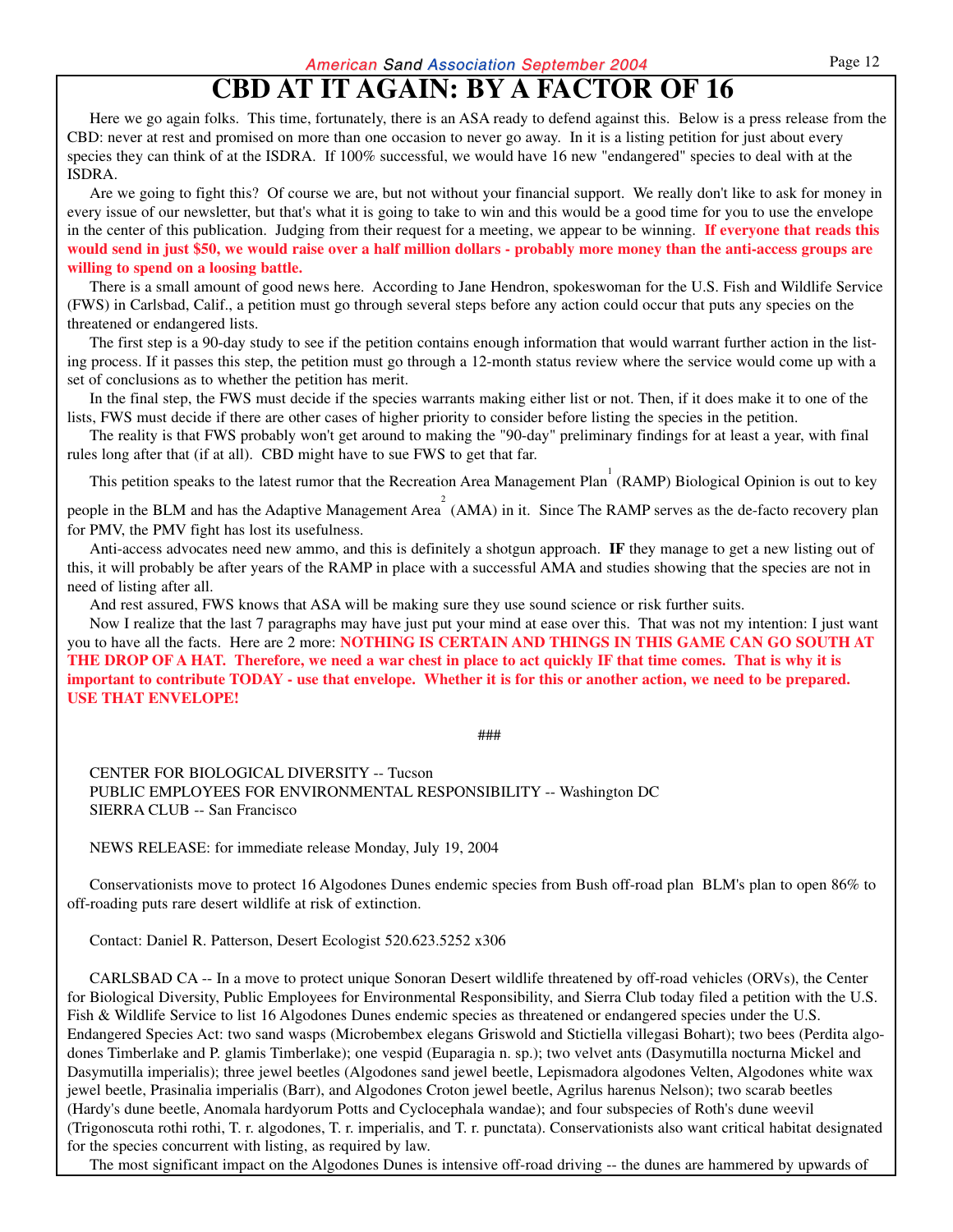# CBD AT IT AGAIN: BY A FACTOR OF 16

Here we go again folks. This time, fortunately, there is an ASA ready to defend against this. Below is a press release from the CBD: never at rest and promised on more than one occasion to never go away. In it is a listing petition for just about every species they can think of at the ISDRA. If 100% successful, we would have 16 new "endangered" species to deal with at the ISDRA.

Are we going to fight this? Of course we are, but not without your financial support. We really don't like to ask for money in every issue of our newsletter, but that's what it is going to take to win and this would be a good time for you to use the envelope in the center of this publication. Judging from their request for a meeting, we appear to be winning. **If everyone that reads this would send in just $50, we would raise over a half million dollars - probably more money than the anti-access groups are willing to spend on a loosing battle.**

There is a small amount of good news here. According to Jane Hendron, spokeswoman for the U.S. Fish and Wildlife Service (FWS) in Carlsbad, Calif., a petition must go through several steps before any action could occur that puts any species on the threatened or endangered lists.

The first step is a 90-day study to see if the petition contains enough information that would warrant further action in the listing process. If it passes this step, the petition must go through a 12-month status review where the service would come up with a set of conclusions as to whether the petition has merit.

In the final step, the FWS must decide if the species warrants making either list or not. Then, if it does make it to one of the lists, FWS must decide if there are other cases of higher priority to consider before listing the species in the petition.

The reality is that FWS probably won't get around to making the "90-day" preliminary findings for at least a year, with final rules long after that (if at all). CBD might have to sue FWS to get that far.

This petition speaks to the latest rumor that the Recreation Area Management Plan[1] (RAMP) Biological Opinion is out to key people in the BLM and has the Adaptive Management Area[2] (AMA) in it. Since The RAMP serves as the de-facto recovery plan for PMV, the PMV fight has lost its usefulness.

Anti-access advocates need new ammo, and this is definitely a shotgun approach. **IF** they manage to get a new listing out of this, it will probably be after years of the RAMP in place with a successful AMA and studies showing that the species are not in need of listing after all.

And rest assured, FWS knows that ASA will be making sure they use sound science or risk further suits.

Now I realize that the last 7 paragraphs may have just put your mind at ease over this. That was not my intention: I just want you to have all the facts. Here are 2 more: **NOTHING IS CERTAIN AND THINGS IN THIS GAME CAN GO SOUTH AT THE DROP OF A HAT. Therefore, we need a war chest in place to act quickly IF that time comes. That is why it is important to contribute TODAY - use that envelope. Whether it is for this or another action, we need to be prepared. USE THAT ENVELOPE!**

###

CENTER FOR BIOLOGICAL DIVERSITY -- Tucson
PUBLIC EMPLOYEES FOR ENVIRONMENTAL RESPONSIBILITY -- Washington DC
SIERRA CLUB -- San Francisco

NEWS RELEASE: for immediate release Monday, July 19, 2004

Conservationists move to protect 16 Algodones Dunes endemic species from Bush off-road plan BLM's plan to open 86% to off-roading puts rare desert wildlife at risk of extinction.

Contact: Daniel R. Patterson, Desert Ecologist 520.623.5252 x306

CARLSBAD CA -- In a move to protect unique Sonoran Desert wildlife threatened by off-road vehicles (ORVs), the Center for Biological Diversity, Public Employees for Environmental Responsibility, and Sierra Club today filed a petition with the U.S. Fish & Wildlife Service to list 16 Algodones Dunes endemic species as threatened or endangered species under the U.S. Endangered Species Act: two sand wasps (Microbembex elegans Griswold and Stictiella villegasi Bohart); two bees (Perdita algodones Timberlake and P. glamis Timberlake); one vespid (Euparagia n. sp.); two velvet ants (Dasymutilla nocturna Mickel and Dasymutilla imperialis); three jewel beetles (Algodones sand jewel beetle, Lepismadora algodones Velten, Algodones white wax jewel beetle, Prasinalia imperialis (Barr), and Algodones Croton jewel beetle, Agrilus harenus Nelson); two scarab beetles (Hardy's dune beetle, Anomala hardyorum Potts and Cyclocephala wandae); and four subspecies of Roth's dune weevil (Trigonoscuta rothi rothi, T. r. algodones, T. r. imperialis, and T. r. punctata). Conservationists also want critical habitat designated for the species concurrent with listing, as required by law.

The most significant impact on the Algodones Dunes is intensive off-road driving -- the dunes are hammered by upwards of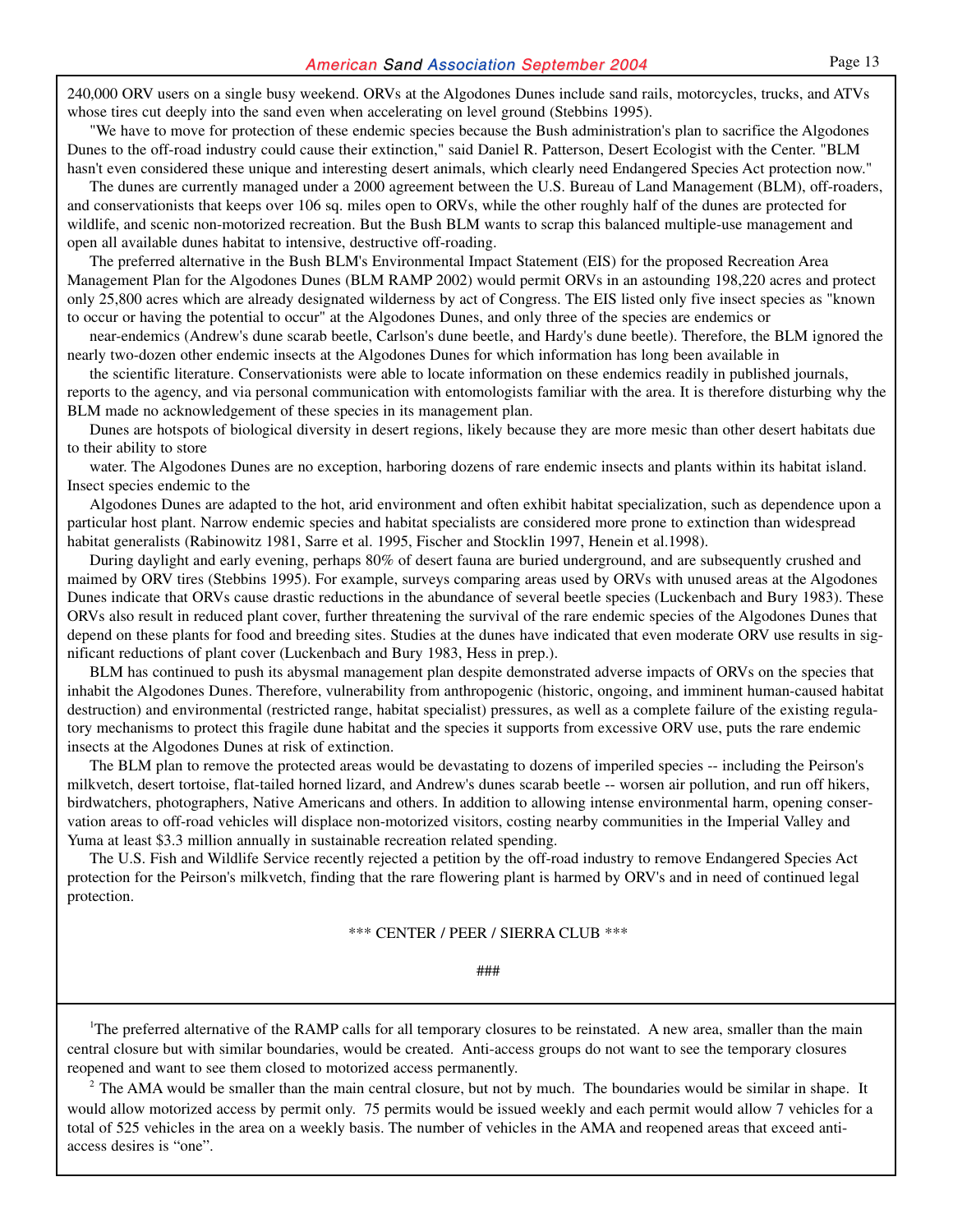240,000 ORV users on a single busy weekend. ORVs at the Algodones Dunes include sand rails, motorcycles, trucks, and ATVs whose tires cut deeply into the sand even when accelerating on level ground (Stebbins 1995).

"We have to move for protection of these endemic species because the Bush administration's plan to sacrifice the Algodones Dunes to the off-road industry could cause their extinction," said Daniel R. Patterson, Desert Ecologist with the Center. "BLM hasn't even considered these unique and interesting desert animals, which clearly need Endangered Species Act protection now."

The dunes are currently managed under a 2000 agreement between the U.S. Bureau of Land Management (BLM), off-roaders, and conservationists that keeps over 106 sq. miles open to ORVs, while the other roughly half of the dunes are protected for wildlife, and scenic non-motorized recreation. But the Bush BLM wants to scrap this balanced multiple-use management and open all available dunes habitat to intensive, destructive off-roading.

The preferred alternative in the Bush BLM's Environmental Impact Statement (EIS) for the proposed Recreation Area Management Plan for the Algodones Dunes (BLM RAMP 2002) would permit ORVs in an astounding 198,220 acres and protect only 25,800 acres which are already designated wilderness by act of Congress. The EIS listed only five insect species as "known to occur or having the potential to occur" at the Algodones Dunes, and only three of the species are endemics or near-endemics (Andrew's dune scarab beetle, Carlson's dune beetle, and Hardy's dune beetle). Therefore, the BLM ignored the nearly two-dozen other endemic insects at the Algodones Dunes for which information has long been available in the scientific literature. Conservationists were able to locate information on these endemics readily in published journals, reports to the agency, and via personal communication with entomologists familiar with the area. It is therefore disturbing why the BLM made no acknowledgement of these species in its management plan.

Dunes are hotspots of biological diversity in desert regions, likely because they are more mesic than other desert habitats due to their ability to store water. The Algodones Dunes are no exception, harboring dozens of rare endemic insects and plants within its habitat island. Insect species endemic to the Algodones Dunes are adapted to the hot, arid environment and often exhibit habitat specialization, such as dependence upon a particular host plant. Narrow endemic species and habitat specialists are considered more prone to extinction than widespread habitat generalists (Rabinowitz 1981, Sarre et al. 1995, Fischer and Stocklin 1997, Henein et al.1998).

During daylight and early evening, perhaps 80% of desert fauna are buried underground, and are subsequently crushed and maimed by ORV tires (Stebbins 1995). For example, surveys comparing areas used by ORVs with unused areas at the Algodones Dunes indicate that ORVs cause drastic reductions in the abundance of several beetle species (Luckenbach and Bury 1983). These ORVs also result in reduced plant cover, further threatening the survival of the rare endemic species of the Algodones Dunes that depend on these plants for food and breeding sites. Studies at the dunes have indicated that even moderate ORV use results in significant reductions of plant cover (Luckenbach and Bury 1983, Hess in prep.).

BLM has continued to push its abysmal management plan despite demonstrated adverse impacts of ORVs on the species that inhabit the Algodones Dunes. Therefore, vulnerability from anthropogenic (historic, ongoing, and imminent human-caused habitat destruction) and environmental (restricted range, habitat specialist) pressures, as well as a complete failure of the existing regulatory mechanisms to protect this fragile dune habitat and the species it supports from excessive ORV use, puts the rare endemic insects at the Algodones Dunes at risk of extinction.

The BLM plan to remove the protected areas would be devastating to dozens of imperiled species -- including the Peirson's milkvetch, desert tortoise, flat-tailed horned lizard, and Andrew's dunes scarab beetle -- worsen air pollution, and run off hikers, birdwatchers, photographers, Native Americans and others. In addition to allowing intense environmental harm, opening conservation areas to off-road vehicles will displace non-motorized visitors, costing nearby communities in the Imperial Valley and Yuma at least $3.3 million annually in sustainable recreation related spending.

The U.S. Fish and Wildlife Service recently rejected a petition by the off-road industry to remove Endangered Species Act protection for the Peirson's milkvetch, finding that the rare flowering plant is harmed by ORV's and in need of continued legal protection.

*** CENTER / PEER / SIERRA CLUB ***

###

---

[1] The preferred alternative of the RAMP calls for all temporary closures to be reinstated. A new area, smaller than the main central closure but with similar boundaries, would be created. Anti-access groups do not want to see the temporary closures reopened and want to see them closed to motorized access permanently.

[2] The AMA would be smaller than the main central closure, but not by much. The boundaries would be similar in shape. It would allow motorized access by permit only. 75 permits would be issued weekly and each permit would allow 7 vehicles for a total of 525 vehicles in the area on a weekly basis. The number of vehicles in the AMA and reopened areas that exceed anti-access desires is "one".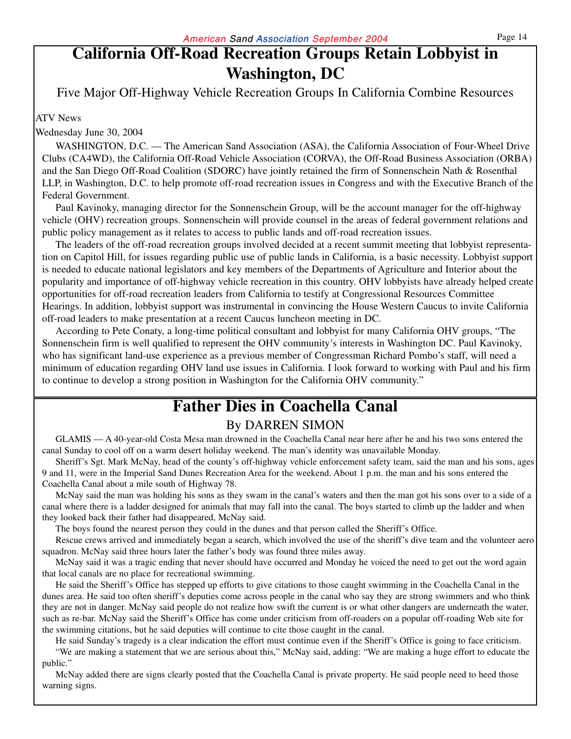# California Off-Road Recreation Groups Retain Lobbyist in Washington, DC

Five Major Off-Highway Vehicle Recreation Groups In California Combine Resources

ATV News

Wednesday June 30, 2004

WASHINGTON, D.C. — The American Sand Association (ASA), the California Association of Four-Wheel Drive Clubs (CA4WD), the California Off-Road Vehicle Association (CORVA), the Off-Road Business Association (ORBA) and the San Diego Off-Road Coalition (SDORC) have jointly retained the firm of Sonnenschein Nath & Rosenthal LLP, in Washington, D.C. to help promote off-road recreation issues in Congress and with the Executive Branch of the Federal Government.

Paul Kavinoky, managing director for the Sonnenschein Group, will be the account manager for the off-highway vehicle (OHV) recreation groups. Sonnenschein will provide counsel in the areas of federal government relations and public policy management as it relates to access to public lands and off-road recreation issues.

The leaders of the off-road recreation groups involved decided at a recent summit meeting that lobbyist representation on Capitol Hill, for issues regarding public use of public lands in California, is a basic necessity. Lobbyist support is needed to educate national legislators and key members of the Departments of Agriculture and Interior about the popularity and importance of off-highway vehicle recreation in this country. OHV lobbyists have already helped create opportunities for off-road recreation leaders from California to testify at Congressional Resources Committee Hearings. In addition, lobbyist support was instrumental in convincing the House Western Caucus to invite California off-road leaders to make presentation at a recent Caucus luncheon meeting in DC.

According to Pete Conaty, a long-time political consultant and lobbyist for many California OHV groups, "The Sonnenschein firm is well qualified to represent the OHV community's interests in Washington DC. Paul Kavinoky, who has significant land-use experience as a previous member of Congressman Richard Pombo's staff, will need a minimum of education regarding OHV land use issues in California. I look forward to working with Paul and his firm to continue to develop a strong position in Washington for the California OHV community."

# Father Dies in Coachella Canal

By DARREN SIMON

GLAMIS — A 40-year-old Costa Mesa man drowned in the Coachella Canal near here after he and his two sons entered the canal Sunday to cool off on a warm desert holiday weekend. The man's identity was unavailable Monday.

Sheriff's Sgt. Mark McNay, head of the county's off-highway vehicle enforcement safety team, said the man and his sons, ages 9 and 11, were in the Imperial Sand Dunes Recreation Area for the weekend. About 1 p.m. the man and his sons entered the Coachella Canal about a mile south of Highway 78.

McNay said the man was holding his sons as they swam in the canal's waters and then the man got his sons over to a side of a canal where there is a ladder designed for animals that may fall into the canal. The boys started to climb up the ladder and when they looked back their father had disappeared, McNay said.

The boys found the nearest person they could in the dunes and that person called the Sheriff's Office.

Rescue crews arrived and immediately began a search, which involved the use of the sheriff's dive team and the volunteer aero squadron. McNay said three hours later the father's body was found three miles away.

McNay said it was a tragic ending that never should have occurred and Monday he voiced the need to get out the word again that local canals are no place for recreational swimming.

He said the Sheriff's Office has stepped up efforts to give citations to those caught swimming in the Coachella Canal in the dunes area. He said too often sheriff's deputies come across people in the canal who say they are strong swimmers and who think they are not in danger. McNay said people do not realize how swift the current is or what other dangers are underneath the water, such as re-bar. McNay said the Sheriff's Office has come under criticism from off-roaders on a popular off-roading Web site for the swimming citations, but he said deputies will continue to cite those caught in the canal.

He said Sunday's tragedy is a clear indication the effort must continue even if the Sheriff's Office is going to face criticism.

"We are making a statement that we are serious about this," McNay said, adding: "We are making a huge effort to educate the public."

McNay added there are signs clearly posted that the Coachella Canal is private property. He said people need to heed those warning signs.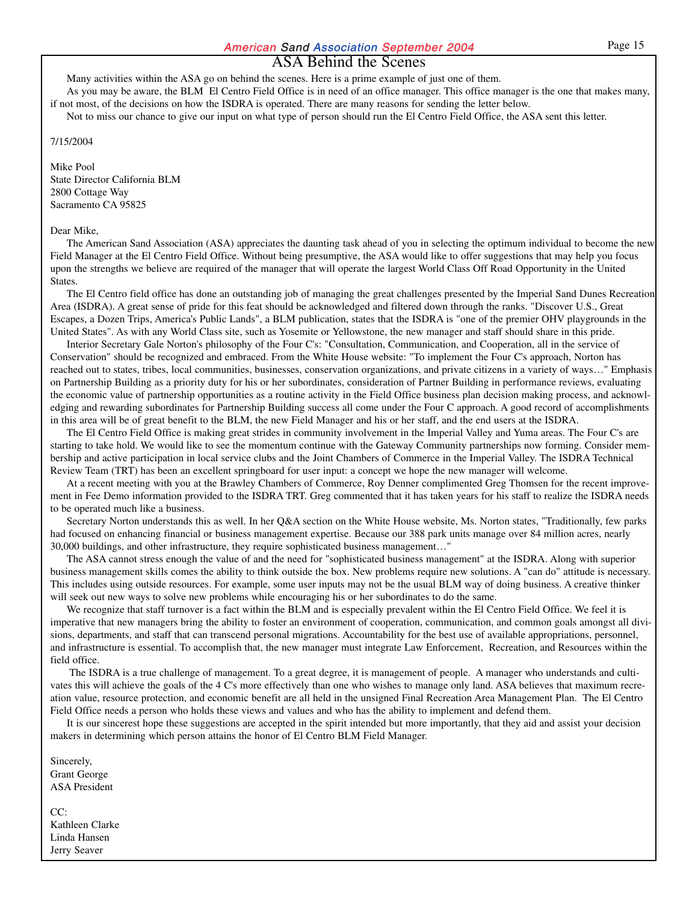# ASA Behind the Scenes

Many activities within the ASA go on behind the scenes. Here is a prime example of just one of them.

As you may be aware, the BLM El Centro Field Office is in need of an office manager. This office manager is the one that makes many, if not most, of the decisions on how the ISDRA is operated. There are many reasons for sending the letter below.

Not to miss our chance to give our input on what type of person should run the El Centro Field Office, the ASA sent this letter.

7/15/2004

Mike Pool
State Director California BLM
2800 Cottage Way
Sacramento CA 95825

Dear Mike,

The American Sand Association (ASA) appreciates the daunting task ahead of you in selecting the optimum individual to become the new Field Manager at the El Centro Field Office. Without being presumptive, the ASA would like to offer suggestions that may help you focus upon the strengths we believe are required of the manager that will operate the largest World Class Off Road Opportunity in the United States.

The El Centro field office has done an outstanding job of managing the great challenges presented by the Imperial Sand Dunes Recreation Area (ISDRA). A great sense of pride for this feat should be acknowledged and filtered down through the ranks. "Discover U.S., Great Escapes, a Dozen Trips, America's Public Lands", a BLM publication, states that the ISDRA is "one of the premier OHV playgrounds in the United States". As with any World Class site, such as Yosemite or Yellowstone, the new manager and staff should share in this pride.

Interior Secretary Gale Norton's philosophy of the Four C's: "Consultation, Communication, and Cooperation, all in the service of Conservation" should be recognized and embraced. From the White House website: "To implement the Four C's approach, Norton has reached out to states, tribes, local communities, businesses, conservation organizations, and private citizens in a variety of ways…" Emphasis on Partnership Building as a priority duty for his or her subordinates, consideration of Partner Building in performance reviews, evaluating the economic value of partnership opportunities as a routine activity in the Field Office business plan decision making process, and acknowledging and rewarding subordinates for Partnership Building success all come under the Four C approach. A good record of accomplishments in this area will be of great benefit to the BLM, the new Field Manager and his or her staff, and the end users at the ISDRA.

The El Centro Field Office is making great strides in community involvement in the Imperial Valley and Yuma areas. The Four C's are starting to take hold. We would like to see the momentum continue with the Gateway Community partnerships now forming. Consider membership and active participation in local service clubs and the Joint Chambers of Commerce in the Imperial Valley. The ISDRA Technical Review Team (TRT) has been an excellent springboard for user input: a concept we hope the new manager will welcome.

At a recent meeting with you at the Brawley Chambers of Commerce, Roy Denner complimented Greg Thomsen for the recent improvement in Fee Demo information provided to the ISDRA TRT. Greg commented that it has taken years for his staff to realize the ISDRA needs to be operated much like a business.

Secretary Norton understands this as well. In her Q&A section on the White House website, Ms. Norton states, "Traditionally, few parks had focused on enhancing financial or business management expertise. Because our 388 park units manage over 84 million acres, nearly 30,000 buildings, and other infrastructure, they require sophisticated business management…"

The ASA cannot stress enough the value of and the need for "sophisticated business management" at the ISDRA. Along with superior business management skills comes the ability to think outside the box. New problems require new solutions. A "can do" attitude is necessary. This includes using outside resources. For example, some user inputs may not be the usual BLM way of doing business. A creative thinker will seek out new ways to solve new problems while encouraging his or her subordinates to do the same.

We recognize that staff turnover is a fact within the BLM and is especially prevalent within the El Centro Field Office. We feel it is imperative that new managers bring the ability to foster an environment of cooperation, communication, and common goals amongst all divisions, departments, and staff that can transcend personal migrations. Accountability for the best use of available appropriations, personnel, and infrastructure is essential. To accomplish that, the new manager must integrate Law Enforcement, Recreation, and Resources within the field office.

The ISDRA is a true challenge of management. To a great degree, it is management of people. A manager who understands and cultivates this will achieve the goals of the 4 C's more effectively than one who wishes to manage only land. ASA believes that maximum recreation value, resource protection, and economic benefit are all held in the unsigned Final Recreation Area Management Plan. The El Centro Field Office needs a person who holds these views and values and who has the ability to implement and defend them.

It is our sincerest hope these suggestions are accepted in the spirit intended but more importantly, that they aid and assist your decision makers in determining which person attains the honor of El Centro BLM Field Manager.

Sincerely,
Grant George
ASA President

CC:
Kathleen Clarke
Linda Hansen
Jerry Seaver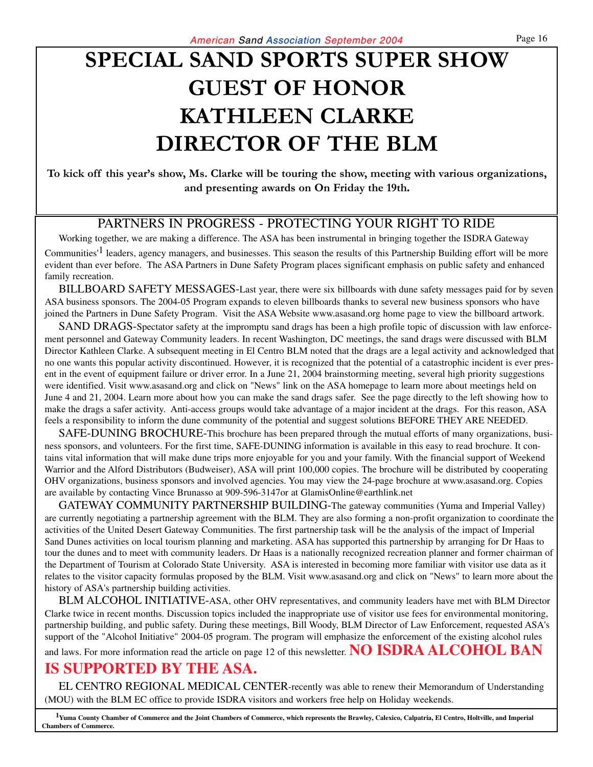# SPECIAL SAND SPORTS SUPER SHOW GUEST OF HONOR KATHLEEN CLARKE DIRECTOR OF THE BLM

**To kick off this year's show, Ms. Clarke will be touring the show, meeting with various organizations, and presenting awards on On Friday the 19th.**

## PARTNERS IN PROGRESS - PROTECTING YOUR RIGHT TO RIDE

Working together, we are making a difference. The ASA has been instrumental in bringing together the ISDRA Gateway Communities'[1] leaders, agency managers, and businesses. This season the results of this Partnership Building effort will be more evident than ever before. The ASA Partners in Dune Safety Program places significant emphasis on public safety and enhanced family recreation.

BILLBOARD SAFETY MESSAGES-Last year, there were six billboards with dune safety messages paid for by seven ASA business sponsors. The 2004-05 Program expands to eleven billboards thanks to several new business sponsors who have joined the Partners in Dune Safety Program. Visit the ASA Website www.asasand.org home page to view the billboard artwork.

SAND DRAGS-Spectator safety at the impromptu sand drags has been a high profile topic of discussion with law enforcement personnel and Gateway Community leaders. In recent Washington, DC meetings, the sand drags were discussed with BLM Director Kathleen Clarke. A subsequent meeting in El Centro BLM noted that the drags are a legal activity and acknowledged that no one wants this popular activity discontinued. However, it is recognized that the potential of a catastrophic incident is ever present in the event of equipment failure or driver error. In a June 21, 2004 brainstorming meeting, several high priority suggestions were identified. Visit www.asasand.org and click on "News" link on the ASA homepage to learn more about meetings held on June 4 and 21, 2004. Learn more about how you can make the sand drags safer. See the page directly to the left showing how to make the drags a safer activity. Anti-access groups would take advantage of a major incident at the drags. For this reason, ASA feels a responsibility to inform the dune community of the potential and suggest solutions BEFORE THEY ARE NEEDED.

SAFE-DUNING BROCHURE-This brochure has been prepared through the mutual efforts of many organizations, business sponsors, and volunteers. For the first time, SAFE-DUNING information is available in this easy to read brochure. It contains vital information that will make dune trips more enjoyable for you and your family. With the financial support of Weekend Warrior and the Alford Distributors (Budweiser), ASA will print 100,000 copies. The brochure will be distributed by cooperating OHV organizations, business sponsors and involved agencies. You may view the 24-page brochure at www.asasand.org. Copies are available by contacting Vince Brunasso at 909-596-3147or at GlamisOnline@earthlink.net

GATEWAY COMMUNITY PARTNERSHIP BUILDING-The gateway communities (Yuma and Imperial Valley) are currently negotiating a partnership agreement with the BLM. They are also forming a non-profit organization to coordinate the activities of the United Desert Gateway Communities. The first partnership task will be the analysis of the impact of Imperial Sand Dunes activities on local tourism planning and marketing. ASA has supported this partnership by arranging for Dr Haas to tour the dunes and to meet with community leaders. Dr Haas is a nationally recognized recreation planner and former chairman of the Department of Tourism at Colorado State University. ASA is interested in becoming more familiar with visitor use data as it relates to the visitor capacity formulas proposed by the BLM. Visit www.asasand.org and click on "News" to learn more about the history of ASA's partnership building activities.

BLM ALCOHOL INITIATIVE-ASA, other OHV representatives, and community leaders have met with BLM Director Clarke twice in recent months. Discussion topics included the inappropriate use of visitor use fees for environmental monitoring, partnership building, and public safety. During these meetings, Bill Woody, BLM Director of Law Enforcement, requested ASA's support of the "Alcohol Initiative" 2004-05 program. The program will emphasize the enforcement of the existing alcohol rules and laws. For more information read the article on page 12 of this newsletter. **NO ISDRA ALCOHOL BAN IS SUPPORTED BY THE ASA.**

EL CENTRO REGIONAL MEDICAL CENTER-recently was able to renew their Memorandum of Understanding (MOU) with the BLM EC office to provide ISDRA visitors and workers free help on Holiday weekends.

**[1] Yuma County Chamber of Commerce and the Joint Chambers of Commerce, which represents the Brawley, Calexico, Calpatria, El Centro, Holtville, and Imperial Chambers of Commerce.**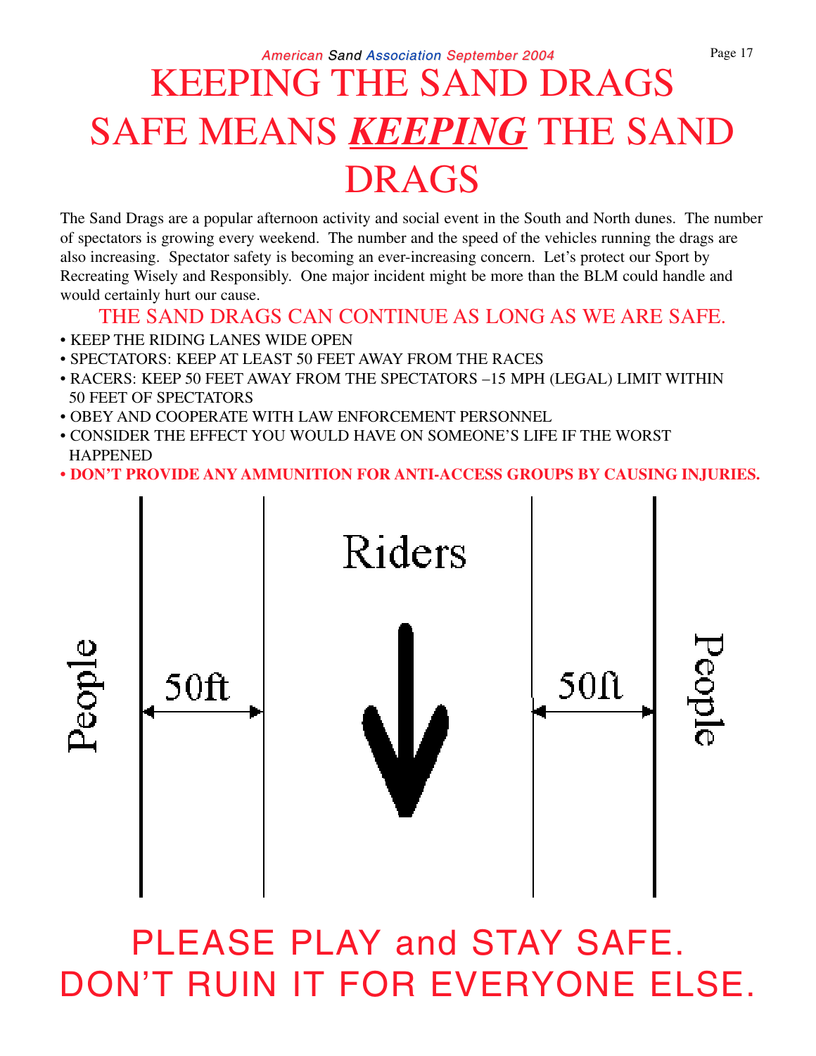# KEEPING THE SAND DRAGS SAFE MEANS ***KEEPING*** THE SAND DRAGS

The Sand Drags are a popular afternoon activity and social event in the South and North dunes. The number of spectators is growing every weekend. The number and the speed of the vehicles running the drags are also increasing. Spectator safety is becoming an ever-increasing concern. Let's protect our Sport by Recreating Wisely and Responsibly. One major incident might be more than the BLM could handle and would certainly hurt our cause.

## THE SAND DRAGS CAN CONTINUE AS LONG AS WE ARE SAFE.

- KEEP THE RIDING LANES WIDE OPEN
- SPECTATORS: KEEP AT LEAST 50 FEET AWAY FROM THE RACES
- RACERS: KEEP 50 FEET AWAY FROM THE SPECTATORS –15 MPH (LEGAL) LIMIT WITHIN 50 FEET OF SPECTATORS
- OBEY AND COOPERATE WITH LAW ENFORCEMENT PERSONNEL
- CONSIDER THE EFFECT YOU WOULD HAVE ON SOMEONE'S LIFE IF THE WORST HAPPENED
- **DON'T PROVIDE ANY AMMUNITION FOR ANTI-ACCESS GROUPS BY CAUSING INJURIES.**

People | 50ft | Riders | 50ft | People

## PLEASE PLAY and STAY SAFE. DON'T RUIN IT FOR EVERYONE ELSE.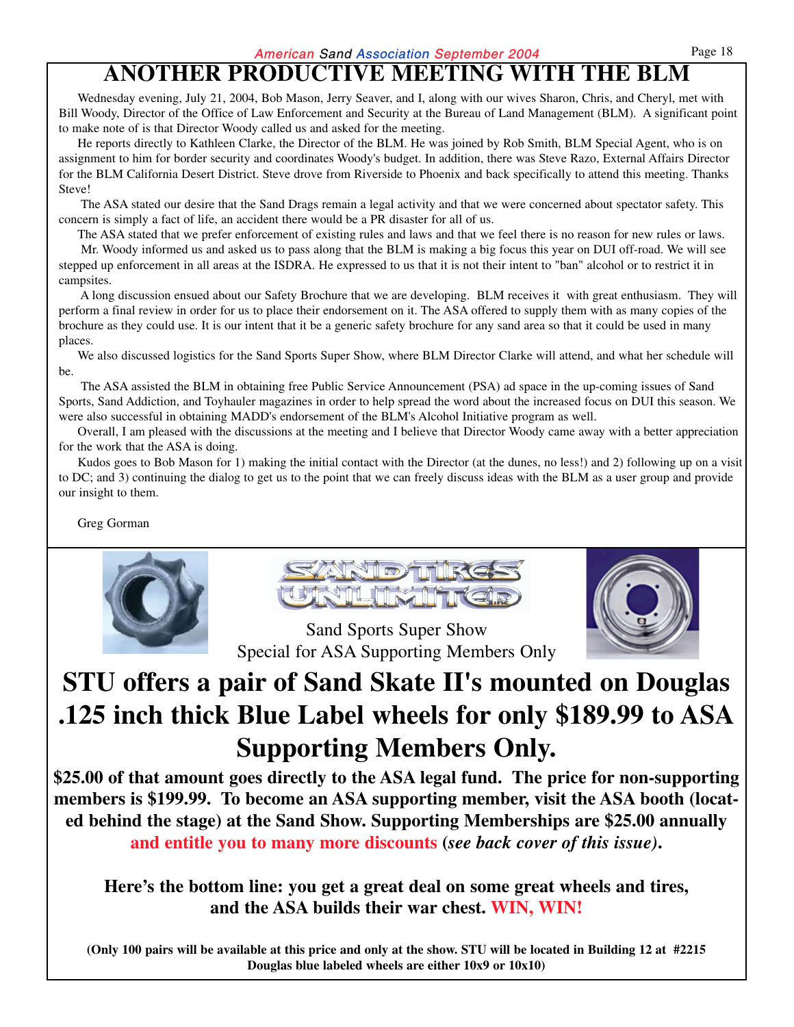# ANOTHER PRODUCTIVE MEETING WITH THE BLM

Wednesday evening, July 21, 2004, Bob Mason, Jerry Seaver, and I, along with our wives Sharon, Chris, and Cheryl, met with Bill Woody, Director of the Office of Law Enforcement and Security at the Bureau of Land Management (BLM). A significant point to make note of is that Director Woody called us and asked for the meeting.

He reports directly to Kathleen Clarke, the Director of the BLM. He was joined by Rob Smith, BLM Special Agent, who is on assignment to him for border security and coordinates Woody's budget. In addition, there was Steve Razo, External Affairs Director for the BLM California Desert District. Steve drove from Riverside to Phoenix and back specifically to attend this meeting. Thanks Steve!

The ASA stated our desire that the Sand Drags remain a legal activity and that we were concerned about spectator safety. This concern is simply a fact of life, an accident there would be a PR disaster for all of us.

The ASA stated that we prefer enforcement of existing rules and laws and that we feel there is no reason for new rules or laws.

Mr. Woody informed us and asked us to pass along that the BLM is making a big focus this year on DUI off-road. We will see stepped up enforcement in all areas at the ISDRA. He expressed to us that it is not their intent to "ban" alcohol or to restrict it in campsites.

A long discussion ensued about our Safety Brochure that we are developing. BLM receives it with great enthusiasm. They will perform a final review in order for us to place their endorsement on it. The ASA offered to supply them with as many copies of the brochure as they could use. It is our intent that it be a generic safety brochure for any sand area so that it could be used in many places.

We also discussed logistics for the Sand Sports Super Show, where BLM Director Clarke will attend, and what her schedule will be.

The ASA assisted the BLM in obtaining free Public Service Announcement (PSA) ad space in the up-coming issues of Sand Sports, Sand Addiction, and Toyhauler magazines in order to help spread the word about the increased focus on DUI this season. We were also successful in obtaining MADD's endorsement of the BLM's Alcohol Initiative program as well.

Overall, I am pleased with the discussions at the meeting and I believe that Director Woody came away with a better appreciation for the work that the ASA is doing.

Kudos goes to Bob Mason for 1) making the initial contact with the Director (at the dunes, no less!) and 2) following up on a visit to DC; and 3) continuing the dialog to get us to the point that we can freely discuss ideas with the BLM as a user group and provide our insight to them.

Greg Gorman

---

SAND TIRES UNLIMITED

Sand Sports Super Show
Special for ASA Supporting Members Only

# STU offers a pair of Sand Skate II's mounted on Douglas .125 inch thick Blue Label wheels for only $189.99 to ASA Supporting Members Only.

**$25.00 of that amount goes directly to the ASA legal fund. The price for non-supporting members is $199.99. To become an ASA supporting member, visit the ASA booth (located behind the stage) at the Sand Show. Supporting Memberships are $25.00 annually and entitle you to many more discounts (*see back cover of this issue*).**

**Here's the bottom line: you get a great deal on some great wheels and tires, and the ASA builds their war chest. WIN, WIN!**

**(Only 100 pairs will be available at this price and only at the show. STU will be located in Building 12 at #2215 Douglas blue labeled wheels are either 10x9 or 10x10)**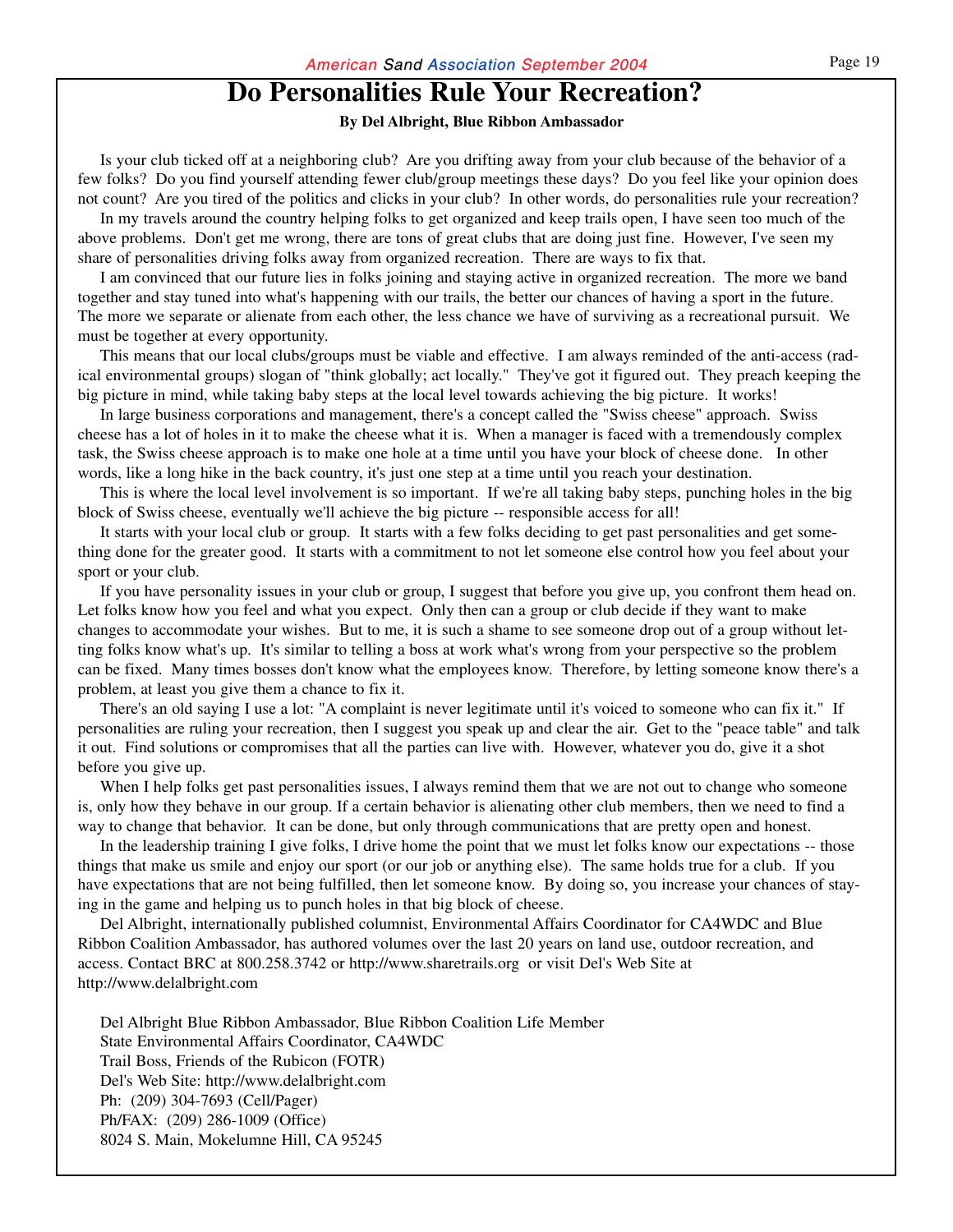# Do Personalities Rule Your Recreation?

**By Del Albright, Blue Ribbon Ambassador**

Is your club ticked off at a neighboring club? Are you drifting away from your club because of the behavior of a few folks? Do you find yourself attending fewer club/group meetings these days? Do you feel like your opinion does not count? Are you tired of the politics and clicks in your club? In other words, do personalities rule your recreation?

In my travels around the country helping folks to get organized and keep trails open, I have seen too much of the above problems. Don't get me wrong, there are tons of great clubs that are doing just fine. However, I've seen my share of personalities driving folks away from organized recreation. There are ways to fix that.

I am convinced that our future lies in folks joining and staying active in organized recreation. The more we band together and stay tuned into what's happening with our trails, the better our chances of having a sport in the future. The more we separate or alienate from each other, the less chance we have of surviving as a recreational pursuit. We must be together at every opportunity.

This means that our local clubs/groups must be viable and effective. I am always reminded of the anti-access (radical environmental groups) slogan of "think globally; act locally." They've got it figured out. They preach keeping the big picture in mind, while taking baby steps at the local level towards achieving the big picture. It works!

In large business corporations and management, there's a concept called the "Swiss cheese" approach. Swiss cheese has a lot of holes in it to make the cheese what it is. When a manager is faced with a tremendously complex task, the Swiss cheese approach is to make one hole at a time until you have your block of cheese done. In other words, like a long hike in the back country, it's just one step at a time until you reach your destination.

This is where the local level involvement is so important. If we're all taking baby steps, punching holes in the big block of Swiss cheese, eventually we'll achieve the big picture -- responsible access for all!

It starts with your local club or group. It starts with a few folks deciding to get past personalities and get something done for the greater good. It starts with a commitment to not let someone else control how you feel about your sport or your club.

If you have personality issues in your club or group, I suggest that before you give up, you confront them head on. Let folks know how you feel and what you expect. Only then can a group or club decide if they want to make changes to accommodate your wishes. But to me, it is such a shame to see someone drop out of a group without letting folks know what's up. It's similar to telling a boss at work what's wrong from your perspective so the problem can be fixed. Many times bosses don't know what the employees know. Therefore, by letting someone know there's a problem, at least you give them a chance to fix it.

There's an old saying I use a lot: "A complaint is never legitimate until it's voiced to someone who can fix it." If personalities are ruling your recreation, then I suggest you speak up and clear the air. Get to the "peace table" and talk it out. Find solutions or compromises that all the parties can live with. However, whatever you do, give it a shot before you give up.

When I help folks get past personalities issues, I always remind them that we are not out to change who someone is, only how they behave in our group. If a certain behavior is alienating other club members, then we need to find a way to change that behavior. It can be done, but only through communications that are pretty open and honest.

In the leadership training I give folks, I drive home the point that we must let folks know our expectations -- those things that make us smile and enjoy our sport (or our job or anything else). The same holds true for a club. If you have expectations that are not being fulfilled, then let someone know. By doing so, you increase your chances of staying in the game and helping us to punch holes in that big block of cheese.

Del Albright, internationally published columnist, Environmental Affairs Coordinator for CA4WDC and Blue Ribbon Coalition Ambassador, has authored volumes over the last 20 years on land use, outdoor recreation, and access. Contact BRC at 800.258.3742 or http://www.sharetrails.org or visit Del's Web Site at http://www.delalbright.com

Del Albright Blue Ribbon Ambassador, Blue Ribbon Coalition Life Member
State Environmental Affairs Coordinator, CA4WDC
Trail Boss, Friends of the Rubicon (FOTR)
Del's Web Site: http://www.delalbright.com
Ph: (209) 304-7693 (Cell/Pager)
Ph/FAX: (209) 286-1009 (Office)
8024 S. Main, Mokelumne Hill, CA 95245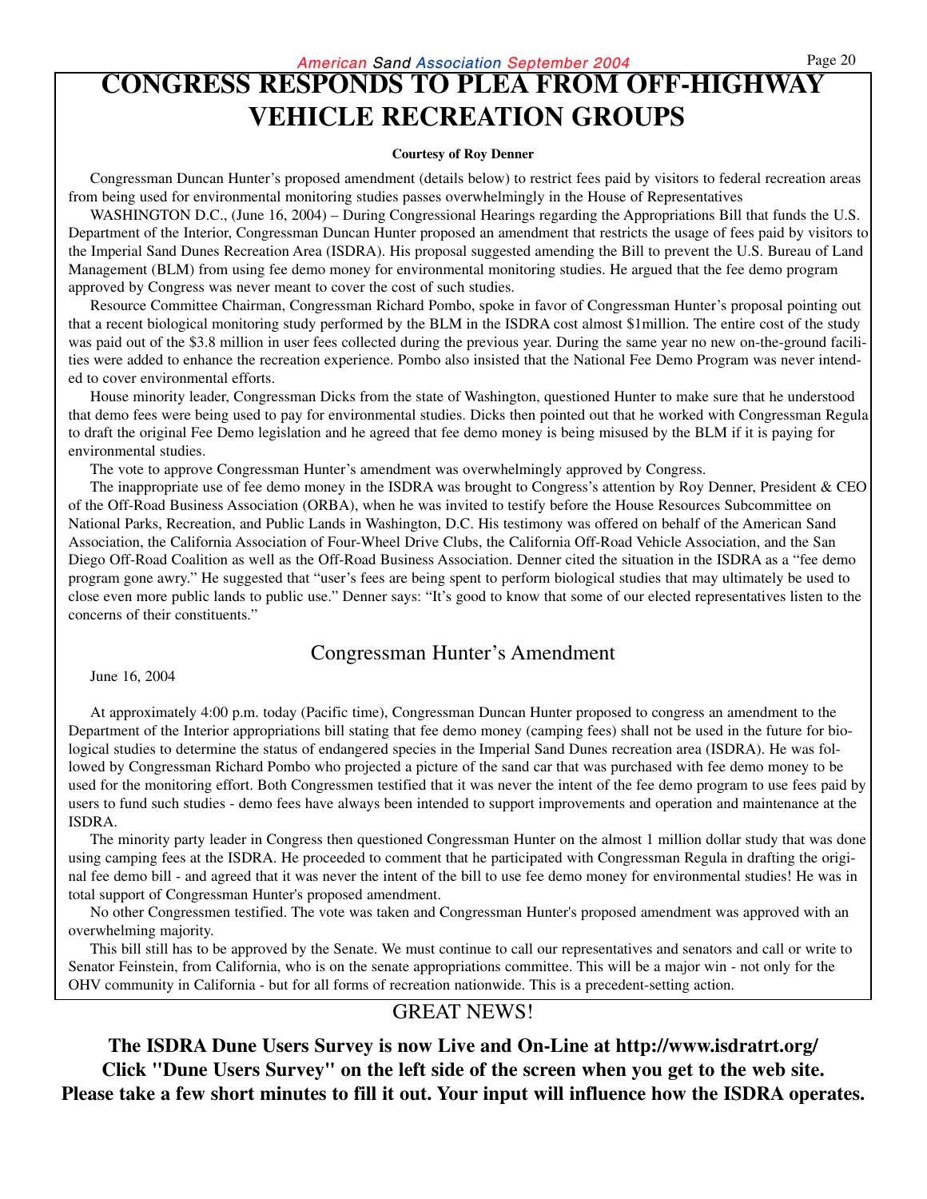# CONGRESS RESPONDS TO PLEA FROM OFF-HIGHWAY VEHICLE RECREATION GROUPS

**Courtesy of Roy Denner**

Congressman Duncan Hunter's proposed amendment (details below) to restrict fees paid by visitors to federal recreation areas from being used for environmental monitoring studies passes overwhelmingly in the House of Representatives

WASHINGTON D.C., (June 16, 2004) – During Congressional Hearings regarding the Appropriations Bill that funds the U.S. Department of the Interior, Congressman Duncan Hunter proposed an amendment that restricts the usage of fees paid by visitors to the Imperial Sand Dunes Recreation Area (ISDRA). His proposal suggested amending the Bill to prevent the U.S. Bureau of Land Management (BLM) from using fee demo money for environmental monitoring studies. He argued that the fee demo program approved by Congress was never meant to cover the cost of such studies.

Resource Committee Chairman, Congressman Richard Pombo, spoke in favor of Congressman Hunter's proposal pointing out that a recent biological monitoring study performed by the BLM in the ISDRA cost almost $1million. The entire cost of the study was paid out of the $3.8 million in user fees collected during the previous year. During the same year no new on-the-ground facilities were added to enhance the recreation experience. Pombo also insisted that the National Fee Demo Program was never intended to cover environmental efforts.

House minority leader, Congressman Dicks from the state of Washington, questioned Hunter to make sure that he understood that demo fees were being used to pay for environmental studies. Dicks then pointed out that he worked with Congressman Regula to draft the original Fee Demo legislation and he agreed that fee demo money is being misused by the BLM if it is paying for environmental studies.

The vote to approve Congressman Hunter's amendment was overwhelmingly approved by Congress.

The inappropriate use of fee demo money in the ISDRA was brought to Congress's attention by Roy Denner, President & CEO of the Off-Road Business Association (ORBA), when he was invited to testify before the House Resources Subcommittee on National Parks, Recreation, and Public Lands in Washington, D.C. His testimony was offered on behalf of the American Sand Association, the California Association of Four-Wheel Drive Clubs, the California Off-Road Vehicle Association, and the San Diego Off-Road Coalition as well as the Off-Road Business Association. Denner cited the situation in the ISDRA as a "fee demo program gone awry." He suggested that "user's fees are being spent to perform biological studies that may ultimately be used to close even more public lands to public use." Denner says: "It's good to know that some of our elected representatives listen to the concerns of their constituents."

## Congressman Hunter's Amendment

June 16, 2004

At approximately 4:00 p.m. today (Pacific time), Congressman Duncan Hunter proposed to congress an amendment to the Department of the Interior appropriations bill stating that fee demo money (camping fees) shall not be used in the future for biological studies to determine the status of endangered species in the Imperial Sand Dunes recreation area (ISDRA). He was followed by Congressman Richard Pombo who projected a picture of the sand car that was purchased with fee demo money to be used for the monitoring effort. Both Congressmen testified that it was never the intent of the fee demo program to use fees paid by users to fund such studies - demo fees have always been intended to support improvements and operation and maintenance at the ISDRA.

The minority party leader in Congress then questioned Congressman Hunter on the almost 1 million dollar study that was done using camping fees at the ISDRA. He proceeded to comment that he participated with Congressman Regula in drafting the original fee demo bill - and agreed that it was never the intent of the bill to use fee demo money for environmental studies! He was in total support of Congressman Hunter's proposed amendment.

No other Congressmen testified. The vote was taken and Congressman Hunter's proposed amendment was approved with an overwhelming majority.

This bill still has to be approved by the Senate. We must continue to call our representatives and senators and call or write to Senator Feinstein, from California, who is on the senate appropriations committee. This will be a major win - not only for the OHV community in California - but for all forms of recreation nationwide. This is a precedent-setting action.

## GREAT NEWS!

**The ISDRA Dune Users Survey is now Live and On-Line at http://www.isdratrt.org/**
**Click "Dune Users Survey" on the left side of the screen when you get to the web site.**
**Please take a few short minutes to fill it out. Your input will influence how the ISDRA operates.**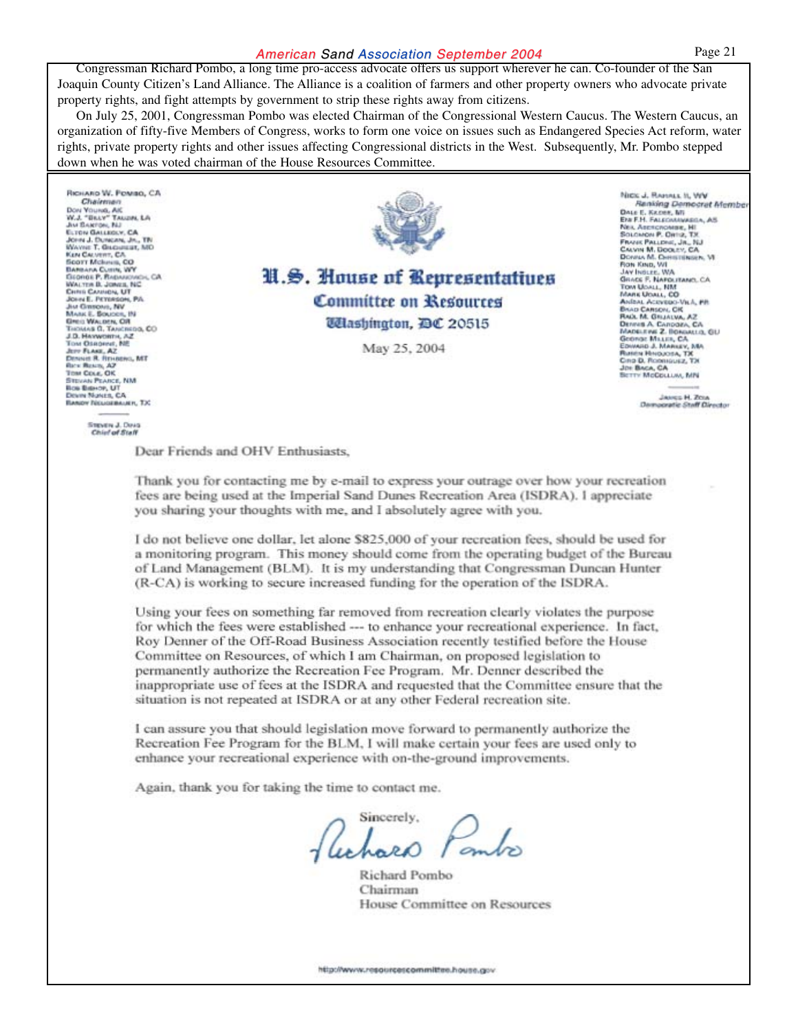Congressman Richard Pombo, a long time pro-access advocate offers us support wherever he can. Co-founder of the San Joaquin County Citizen's Land Alliance. The Alliance is a coalition of farmers and other property owners who advocate private property rights, and fight attempts by government to strip these rights away from citizens.

On July 25, 2001, Congressman Pombo was elected Chairman of the Congressional Western Caucus. The Western Caucus, an organization of fifty-five Members of Congress, works to form one voice on issues such as Endangered Species Act reform, water rights, private property rights and other issues affecting Congressional districts in the West. Subsequently, Mr. Pombo stepped down when he was voted chairman of the House Resources Committee.

---

RICHARD W. POMBO, CA
*Chairman*
DON YOUNG, AK
W.J. "BILLY" TAUZIN, LA
JIM SAXTON, NJ
ELTON GALLEGLY, CA
JOHN J. DUNCAN, JR., TN
WAYNE T. GILCHREST, MD
KEN CALVERT, CA
SCOTT MCINNIS, CO
BARBARA CUBIN, WY
GEORGE P. RADANOVICH, CA
WALTER B. JONES, NC
CHRIS CANNON, UT
JOHN E. PETERSON, PA
JIM GIBBONS, NV
MARK E. SOUDER, IN
GREG WALDEN, OR
THOMAS G. TANCREDO, CO
J.D. HAYWORTH, AZ
TOM OSBORNE, NE
JEFF FLAKE, AZ
DENNIS R. REHBERG, MT
RICK RENZI, AZ
TOM COLE, OK
STEVAN PEARCE, NM
ROB BISHOP, UT
DEVIN NUNES, CA
RANDY NEUGEBAUER, TX

STEVEN J. DING
*Chief of Staff*

# U.S. House of Representatives
## Committee on Resources
### Washington, DC 20515

May 25, 2004

NICK J. RAHALL II, WV
*Ranking Democrat Member*
DALE E. KILDEE, MI
ENI F.H. FALEOMAVAEGA, AS
NEIL ABERCROMBIE, HI
SOLOMON P. ORTIZ, TX
FRANK PALLONE, JR., NJ
CALVIN M. DOOLEY, CA
DONNA M. CHRISTENSEN, VI
RON KIND, WI
JAY INSLEE, WA
GRACE F. NAPOLITANO, CA
TOM UDALL, NM
MARK UDALL, CO
ANÍBAL ACEVEDO-VILÁ, PR
BRAD CARSON, OK
RAÚL M. GRIJALVA, AZ
DENNIS A. CARDOZA, CA
MADELEINE Z. BORDALLO, GU
GEORGE MILLER, CA
EDWARD J. MARKEY, MA
RUBÉN HINOJOSA, TX
CIRO D. RODRIGUEZ, TX
JOE BACA, CA
BETTY MCCOLLUM, MN

JAMES H. ZOIA
*Democratic Staff Director*

Dear Friends and OHV Enthusiasts,

Thank you for contacting me by e-mail to express your outrage over how your recreation fees are being used at the Imperial Sand Dunes Recreation Area (ISDRA). I appreciate you sharing your thoughts with me, and I absolutely agree with you.

I do not believe one dollar, let alone $825,000 of your recreation fees, should be used for a monitoring program. This money should come from the operating budget of the Bureau of Land Management (BLM). It is my understanding that Congressman Duncan Hunter (R-CA) is working to secure increased funding for the operation of the ISDRA.

Using your fees on something far removed from recreation clearly violates the purpose for which the fees were established --- to enhance your recreational experience. In fact, Roy Denner of the Off-Road Business Association recently testified before the House Committee on Resources, of which I am Chairman, on proposed legislation to permanently authorize the Recreation Fee Program. Mr. Denner described the inappropriate use of fees at the ISDRA and requested that the Committee ensure that the situation is not repeated at ISDRA or at any other Federal recreation site.

I can assure you that should legislation move forward to permanently authorize the Recreation Fee Program for the BLM, I will make certain your fees are used only to enhance your recreational experience with on-the-ground improvements.

Again, thank you for taking the time to contact me.

Sincerely,

Richard Pombo

Richard Pombo
Chairman
House Committee on Resources

http://www.resourcescommittee.house.gov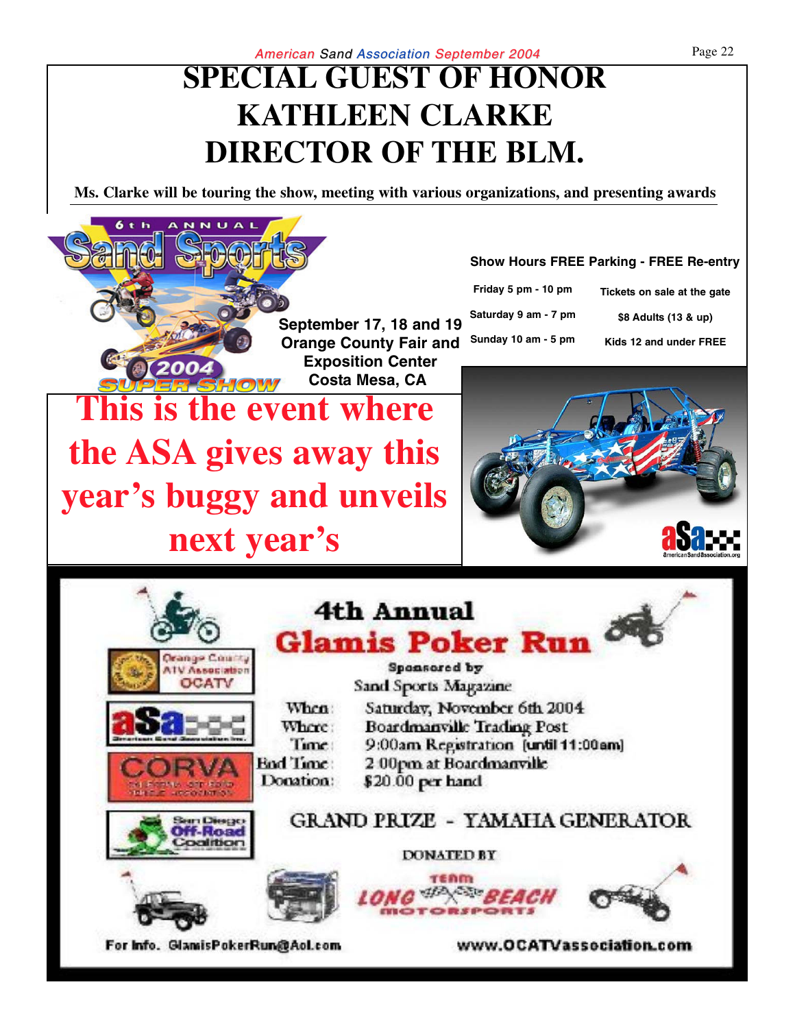# SPECIAL GUEST OF HONOR KATHLEEN CLARKE DIRECTOR OF THE BLM.

**Ms. Clarke will be touring the show, meeting with various organizations, and presenting awards**

6th ANNUAL Sand Sports 2004 SUPER SHOW

**September 17, 18 and 19**
**Orange County Fair and Exposition Center**
**Costa Mesa, CA**

**Show Hours FREE Parking - FREE Re-entry**

| | |
|---|---|
| Friday 5 pm - 10 pm | Tickets on sale at the gate |
| Saturday 9 am - 7 pm | $8 Adults (13 & up) |
| Sunday 10 am - 5 pm | Kids 12 and under FREE |

## This is the event where the ASA gives away this year's buggy and unveils next year's

## 4th Annual Glamis Poker Run

Sponsored by
Sand Sports Magazine

When: Saturday, November 6th 2004
Where: Boardmanville Trading Post
Time: 9:00am Registration (until 11:00am)
End Time: 2:00pm at Boardmanville
Donation: $20.00 per hand

GRAND PRIZE - YAMAHA GENERATOR

DONATED BY
TEAM LONG BEACH MOTORSPORTS

Orange County ATV Association OCATV
aSa
CORVA
San Diego Off-Road Coalition

For Info. GlamisPokerRun@Aol.com

www.OCATVassociation.com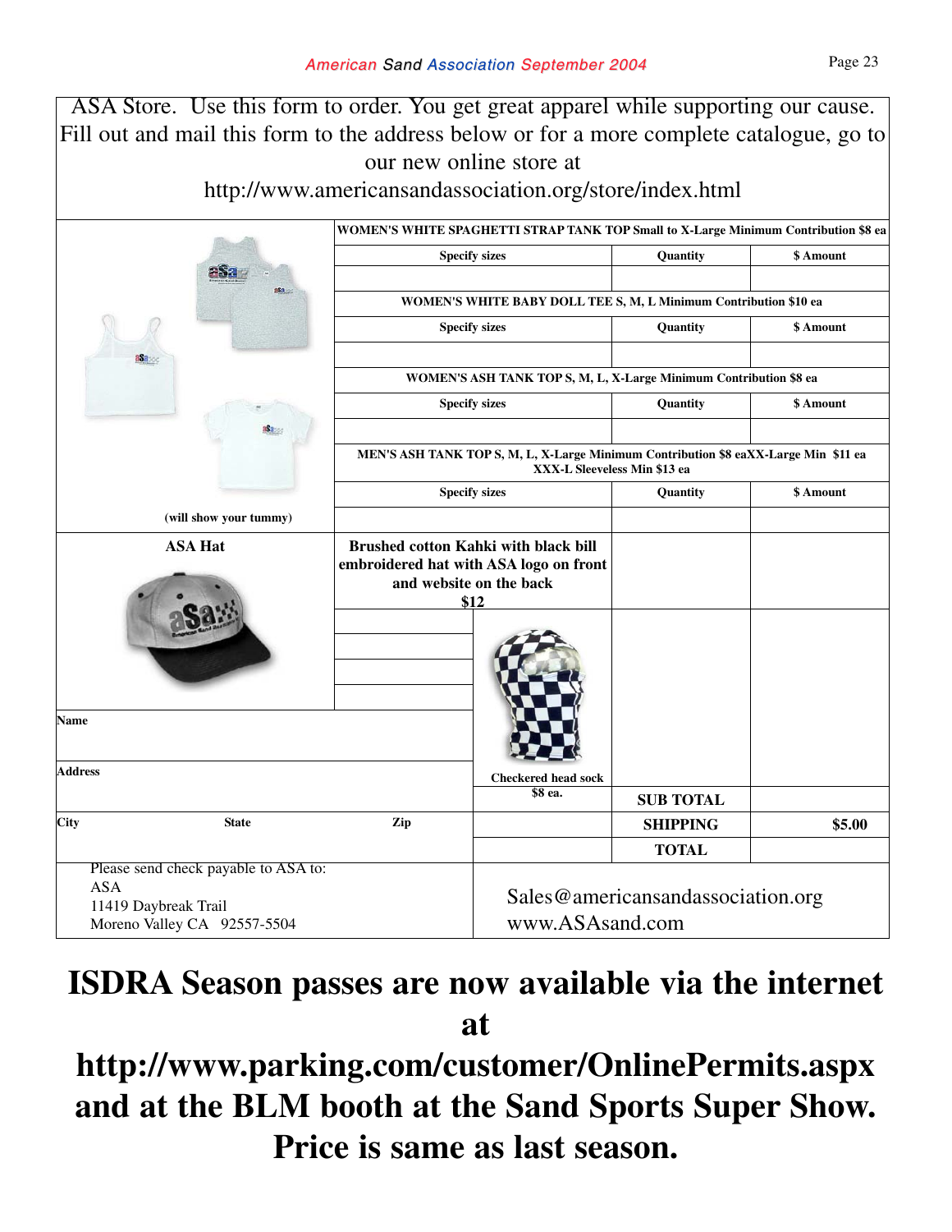ASA Store. Use this form to order. You get great apparel while supporting our cause. Fill out and mail this form to the address below or for a more complete catalogue, go to our new online store at http://www.americansandassociation.org/store/index.html

| | | | |
|---|---|---|---|
| | **WOMEN'S WHITE SPAGHETTI STRAP TANK TOP Small to X-Large Minimum Contribution $8 ea** | | |
| | **Specify sizes** | **Quantity** | **$ Amount** |
| | | | |
| | **WOMEN'S WHITE BABY DOLL TEE S, M, L Minimum Contribution $10 ea** | | |
| | **Specify sizes** | **Quantity** | **$ Amount** |
| | | | |
| | **WOMEN'S ASH TANK TOP S, M, L, X-Large Minimum Contribution $8 ea** | | |
| | **Specify sizes** | **Quantity** | **$ Amount** |
| | | | |
| | **MEN'S ASH TANK TOP S, M, L, X-Large Minimum Contribution $8 eaXX-Large Min $11 ea XXX-L Sleeveless Min $13 ea** | | |
| | **Specify sizes** | **Quantity** | **$ Amount** |
| **(will show your tummy)** | | | |
| **ASA Hat** | **Brushed cotton Kahki with black bill embroidered hat with ASA logo on front and website on the back $12** | | |
| | **Checkered head sock $8 ea.** | | |
| **Name** | | **SUB TOTAL** | |
| **Address** | | **SHIPPING** | **$5.00** |
| **City** **State** **Zip** | | **TOTAL** | |

Please send check payable to ASA to:
ASA
11419 Daybreak Trail
Moreno Valley CA 92557-5504

Sales@americansandassociation.org
www.ASAsand.com

# ISDRA Season passes are now available via the internet at http://www.parking.com/customer/OnlinePermits.aspx and at the BLM booth at the Sand Sports Super Show. Price is same as last season.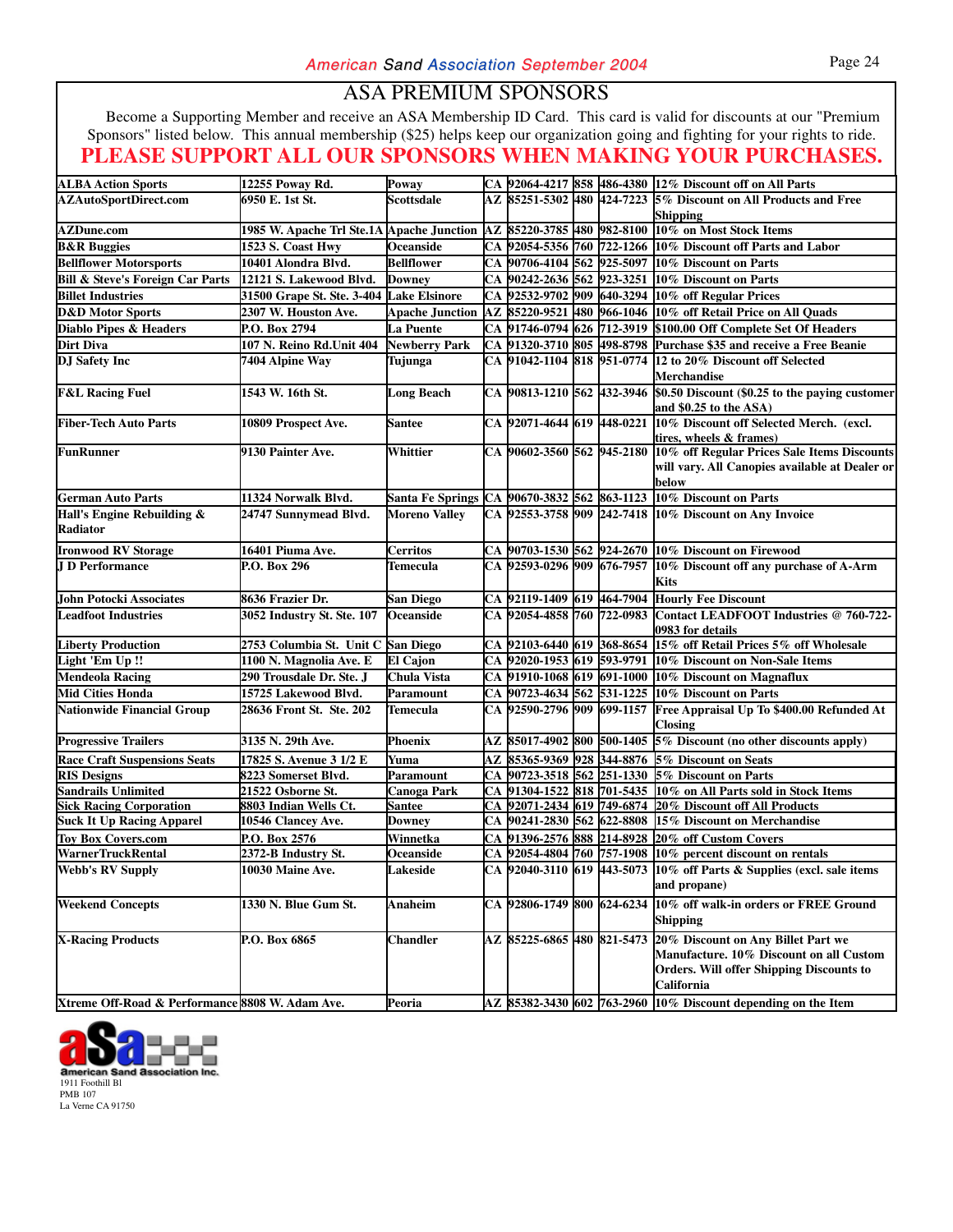## ASA PREMIUM SPONSORS

Become a Supporting Member and receive an ASA Membership ID Card. This card is valid for discounts at our "Premium Sponsors" listed below. This annual membership ($25) helps keep our organization going and fighting for your rights to ride.

**PLEASE SUPPORT ALL OUR SPONSORS WHEN MAKING YOUR PURCHASES.**

| | | | | | | | |
|---|---|---|---|---|---|---|---|
| **ALBA Action Sports** | **12255 Poway Rd.** | **Poway** | **CA** | **92064-4217** | **858** | **486-4380** | **12% Discount off on All Parts** |
| **AZAutoSportDirect.com** | **6950 E. 1st St.** | **Scottsdale** | **AZ** | **85251-5302** | **480** | **424-7223** | **5% Discount on All Products and Free Shipping** |
| **AZDune.com** | **1985 W. Apache Trl Ste.1A** | **Apache Junction** | **AZ** | **85220-3785** | **480** | **982-8100** | **10% on Most Stock Items** |
| **B&R Buggies** | **1523 S. Coast Hwy** | **Oceanside** | **CA** | **92054-5356** | **760** | **722-1266** | **10% Discount off Parts and Labor** |
| **Bellflower Motorsports** | **10401 Alondra Blvd.** | **Bellflower** | **CA** | **90706-4104** | **562** | **925-5097** | **10% Discount on Parts** |
| **Bill & Steve's Foreign Car Parts** | **12121 S. Lakewood Blvd.** | **Downey** | **CA** | **90242-2636** | **562** | **923-3251** | **10% Discount on Parts** |
| **Billet Industries** | **31500 Grape St. Ste. 3-404** | **Lake Elsinore** | **CA** | **92532-9702** | **909** | **640-3294** | **10% off Regular Prices** |
| **D&D Motor Sports** | **2307 W. Houston Ave.** | **Apache Junction** | **AZ** | **85220-9521** | **480** | **966-1046** | **10% off Retail Price on All Quads** |
| **Diablo Pipes & Headers** | **P.O. Box 2794** | **La Puente** | **CA** | **91746-0794** | **626** | **712-3919** | **$100.00 Off Complete Set Of Headers** |
| **Dirt Diva** | **107 N. Reino Rd.Unit 404** | **Newberry Park** | **CA** | **91320-3710** | **805** | **498-8798** | **Purchase $35 and receive a Free Beanie** |
| **DJ Safety Inc** | **7404 Alpine Way** | **Tujunga** | **CA** | **91042-1104** | **818** | **951-0774** | **12 to 20% Discount off Selected Merchandise** |
| **F&L Racing Fuel** | **1543 W. 16th St.** | **Long Beach** | **CA** | **90813-1210** | **562** | **432-3946** | **$0.50 Discount ($0.25 to the paying customer and $0.25 to the ASA)** |
| **Fiber-Tech Auto Parts** | **10809 Prospect Ave.** | **Santee** | **CA** | **92071-4644** | **619** | **448-0221** | **10% Discount off Selected Merch. (excl. tires, wheels & frames)** |
| **FunRunner** | **9130 Painter Ave.** | **Whittier** | **CA** | **90602-3560** | **562** | **945-2180** | **10% off Regular Prices Sale Items Discounts will vary. All Canopies available at Dealer or below** |
| **German Auto Parts** | **11324 Norwalk Blvd.** | **Santa Fe Springs** | **CA** | **90670-3832** | **562** | **863-1123** | **10% Discount on Parts** |
| **Hall's Engine Rebuilding & Radiator** | **24747 Sunnymead Blvd.** | **Moreno Valley** | **CA** | **92553-3758** | **909** | **242-7418** | **10% Discount on Any Invoice** |
| **Ironwood RV Storage** | **16401 Piuma Ave.** | **Cerritos** | **CA** | **90703-1530** | **562** | **924-2670** | **10% Discount on Firewood** |
| **J D Performance** | **P.O. Box 296** | **Temecula** | **CA** | **92593-0296** | **909** | **676-7957** | **10% Discount off any purchase of A-Arm Kits** |
| **John Potocki Associates** | **8636 Frazier Dr.** | **San Diego** | **CA** | **92119-1409** | **619** | **464-7904** | **Hourly Fee Discount** |
| **Leadfoot Industries** | **3052 Industry St. Ste. 107** | **Oceanside** | **CA** | **92054-4858** | **760** | **722-0983** | **Contact LEADFOOT Industries @ 760-722-0983 for details** |
| **Liberty Production** | **2753 Columbia St. Unit C** | **San Diego** | **CA** | **92103-6440** | **619** | **368-8654** | **15% off Retail Prices 5% off Wholesale** |
| **Light 'Em Up !!** | **1100 N. Magnolia Ave. E** | **El Cajon** | **CA** | **92020-1953** | **619** | **593-9791** | **10% Discount on Non-Sale Items** |
| **Mendeola Racing** | **290 Trousdale Dr. Ste. J** | **Chula Vista** | **CA** | **91910-1068** | **619** | **691-1000** | **10% Discount on Magnaflux** |
| **Mid Cities Honda** | **15725 Lakewood Blvd.** | **Paramount** | **CA** | **90723-4634** | **562** | **531-1225** | **10% Discount on Parts** |
| **Nationwide Financial Group** | **28636 Front St. Ste. 202** | **Temecula** | **CA** | **92590-2796** | **909** | **699-1157** | **Free Appraisal Up To $400.00 Refunded At Closing** |
| **Progressive Trailers** | **3135 N. 29th Ave.** | **Phoenix** | **AZ** | **85017-4902** | **800** | **500-1405** | **5% Discount (no other discounts apply)** |
| **Race Craft Suspensions Seats** | **17825 S. Avenue 3 1/2 E** | **Yuma** | **AZ** | **85365-9369** | **928** | **344-8876** | **5% Discount on Seats** |
| **RIS Designs** | **8223 Somerset Blvd.** | **Paramount** | **CA** | **90723-3518** | **562** | **251-1330** | **5% Discount on Parts** |
| **Sandrails Unlimited** | **21522 Osborne St.** | **Canoga Park** | **CA** | **91304-1522** | **818** | **701-5435** | **10% on All Parts sold in Stock Items** |
| **Sick Racing Corporation** | **8803 Indian Wells Ct.** | **Santee** | **CA** | **92071-2434** | **619** | **749-6874** | **20% Discount off All Products** |
| **Suck It Up Racing Apparel** | **10546 Clancey Ave.** | **Downey** | **CA** | **90241-2830** | **562** | **622-8808** | **15% Discount on Merchandise** |
| **Toy Box Covers.com** | **P.O. Box 2576** | **Winnetka** | **CA** | **91396-2576** | **888** | **214-8928** | **20% off Custom Covers** |
| **WarnerTruckRental** | **2372-B Industry St.** | **Oceanside** | **CA** | **92054-4804** | **760** | **757-1908** | **10% percent discount on rentals** |
| **Webb's RV Supply** | **10030 Maine Ave.** | **Lakeside** | **CA** | **92040-3110** | **619** | **443-5073** | **10% off Parts & Supplies (excl. sale items and propane)** |
| **Weekend Concepts** | **1330 N. Blue Gum St.** | **Anaheim** | **CA** | **92806-1749** | **800** | **624-6234** | **10% off walk-in orders or FREE Ground Shipping** |
| **X-Racing Products** | **P.O. Box 6865** | **Chandler** | **AZ** | **85225-6865** | **480** | **821-5473** | **20% Discount on Any Billet Part we Manufacture. 10% Discount on all Custom Orders. Will offer Shipping Discounts to California** |
| **Xtreme Off-Road & Performance** | **8808 W. Adam Ave.** | **Peoria** | **AZ** | **85382-3430** | **602** | **763-2960** | **10% Discount depending on the Item** |

American Sand Association Inc.
1911 Foothill Bl
PMB 107
La Verne CA 91750